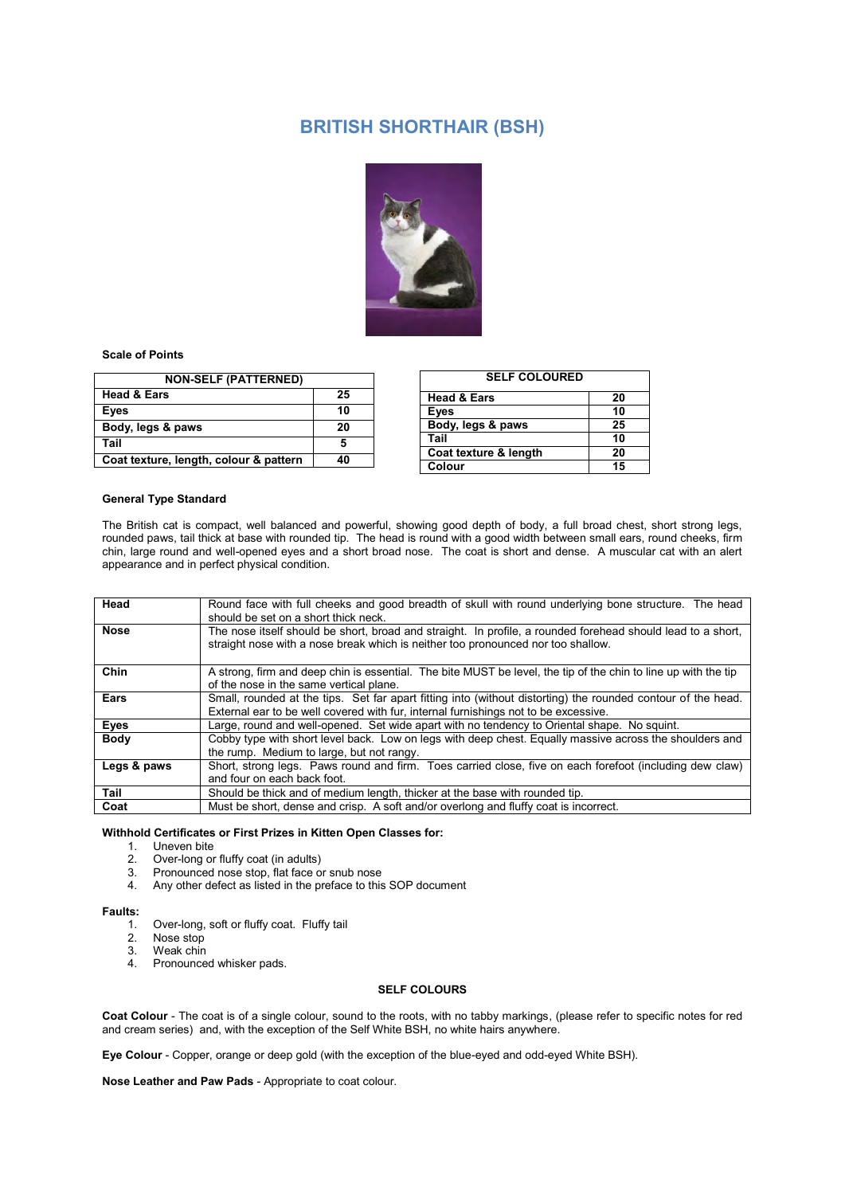// BRITISH SHORTHAIR (BSH)

**Scale of Points**

| NON-SELF (PATTERNED) | |
|---|---|
| Head & Ears | 25 |
| Eyes | 10 |
| Body, legs & paws | 20 |
| Tail | 5 |
| Coat texture, length, colour & pattern | 40 |

| SELF COLOURED | |
|---|---|
| Head & Ears | 20 |
| Eyes | 10 |
| Body, legs & paws | 25 |
| Tail | 10 |
| Coat texture & length | 20 |
| Colour | 15 |

**General Type Standard**

The British cat is compact, well balanced and powerful, showing good depth of body, a full broad chest, short strong legs, rounded paws, tail thick at base with rounded tip. The head is round with a good width between small ears, round cheeks, firm chin, large round and well-opened eyes and a short broad nose. The coat is short and dense. A muscular cat with an alert appearance and in perfect physical condition.

| | |
|---|---|
| **Head** | Round face with full cheeks and good breadth of skull with round underlying bone structure. The head should be set on a short thick neck. |
| **Nose** | The nose itself should be short, broad and straight. In profile, a rounded forehead should lead to a short, straight nose with a nose break which is neither too pronounced nor too shallow. |
| **Chin** | A strong, firm and deep chin is essential. The bite MUST be level, the tip of the chin to line up with the tip of the nose in the same vertical plane. |
| **Ears** | Small, rounded at the tips. Set far apart fitting into (without distorting) the rounded contour of the head. External ear to be well covered with fur, internal furnishings not to be excessive. |
| **Eyes** | Large, round and well-opened. Set wide apart with no tendency to Oriental shape. No squint. |
| **Body** | Cobby type with short level back. Low on legs with deep chest. Equally massive across the shoulders and the rump. Medium to large, but not rangy. |
| **Legs & paws** | Short, strong legs. Paws round and firm. Toes carried close, five on each forefoot (including dew claw) and four on each back foot. |
| **Tail** | Should be thick and of medium length, thicker at the base with rounded tip. |
| **Coat** | Must be short, dense and crisp. A soft and/or overlong and fluffy coat is incorrect. |

**Withhold Certificates or First Prizes in Kitten Open Classes for:**

1. Uneven bite
2. Over-long or fluffy coat (in adults)
3. Pronounced nose stop, flat face or snub nose
4. Any other defect as listed in the preface to this SOP document

**Faults:**

1. Over-long, soft or fluffy coat. Fluffy tail
2. Nose stop
3. Weak chin
4. Pronounced whisker pads.

**SELF COLOURS**

**Coat Colour** - The coat is of a single colour, sound to the roots, with no tabby markings, (please refer to specific notes for red and cream series) and, with the exception of the Self White BSH, no white hairs anywhere.

**Eye Colour** - Copper, orange or deep gold (with the exception of the blue-eyed and odd-eyed White BSH).

**Nose Leather and Paw Pads** - Appropriate to coat colour.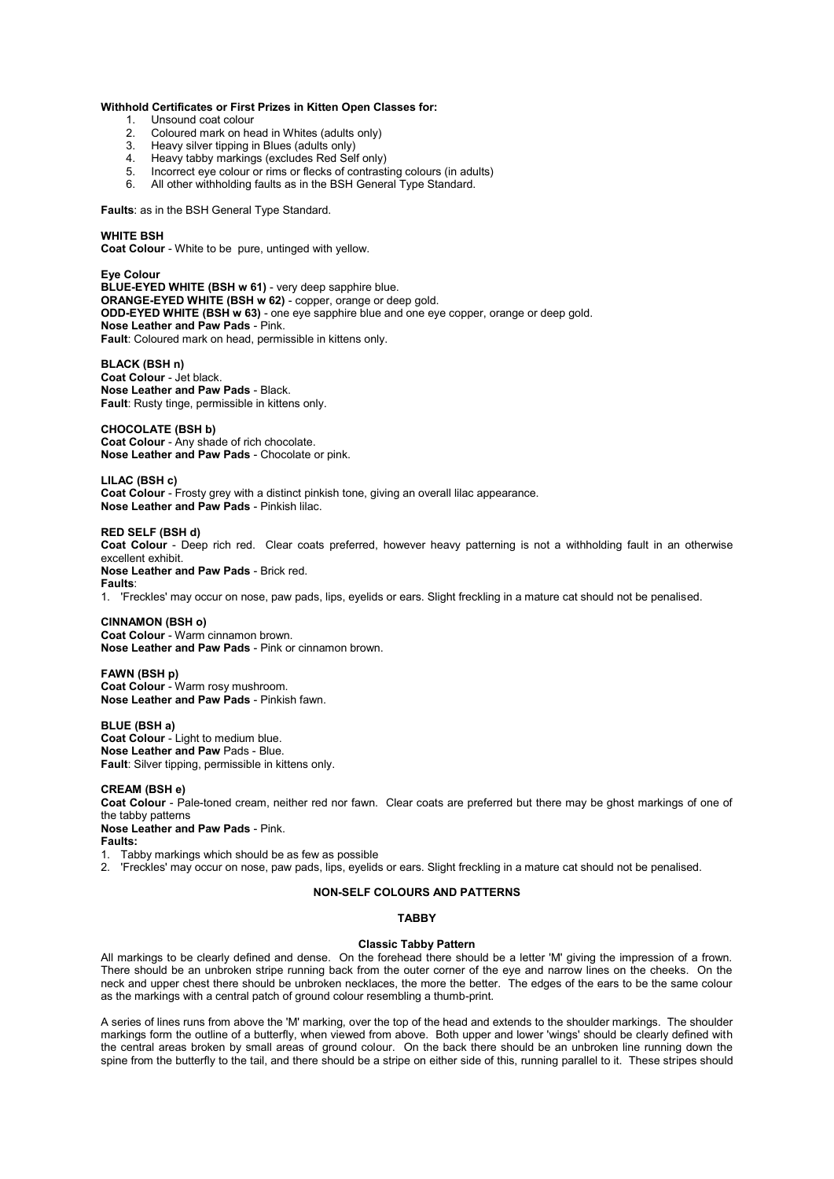**Withhold Certificates or First Prizes in Kitten Open Classes for:**

1. Unsound coat colour
2. Coloured mark on head in Whites (adults only)
3. Heavy silver tipping in Blues (adults only)
4. Heavy tabby markings (excludes Red Self only)
5. Incorrect eye colour or rims or flecks of contrasting colours (in adults)
6. All other withholding faults as in the BSH General Type Standard.

**Faults**: as in the BSH General Type Standard.

**WHITE BSH**

**Coat Colour** - White to be pure, untinged with yellow.

**Eye Colour**

**BLUE-EYED WHITE (BSH w 61)** - very deep sapphire blue.

**ORANGE-EYED WHITE (BSH w 62)** - copper, orange or deep gold.

**ODD-EYED WHITE (BSH w 63)** - one eye sapphire blue and one eye copper, orange or deep gold.

**Nose Leather and Paw Pads** - Pink.

**Fault**: Coloured mark on head, permissible in kittens only.

**BLACK (BSH n)**

**Coat Colour** - Jet black.

**Nose Leather and Paw Pads** - Black.

**Fault**: Rusty tinge, permissible in kittens only.

**CHOCOLATE (BSH b)**

**Coat Colour** - Any shade of rich chocolate.

**Nose Leather and Paw Pads** - Chocolate or pink.

**LILAC (BSH c)**

**Coat Colour** - Frosty grey with a distinct pinkish tone, giving an overall lilac appearance.

**Nose Leather and Paw Pads** - Pinkish lilac.

**RED SELF (BSH d)**

**Coat Colour** - Deep rich red. Clear coats preferred, however heavy patterning is not a withholding fault in an otherwise excellent exhibit.

**Nose Leather and Paw Pads** - Brick red.

**Faults**:

1. 'Freckles' may occur on nose, paw pads, lips, eyelids or ears. Slight freckling in a mature cat should not be penalised.

**CINNAMON (BSH o)**

**Coat Colour** - Warm cinnamon brown.

**Nose Leather and Paw Pads** - Pink or cinnamon brown.

**FAWN (BSH p)**

**Coat Colour** - Warm rosy mushroom.

**Nose Leather and Paw Pads** - Pinkish fawn.

**BLUE (BSH a)**

**Coat Colour** - Light to medium blue.

**Nose Leather and Paw** Pads - Blue.

**Fault**: Silver tipping, permissible in kittens only.

**CREAM (BSH e)**

**Coat Colour** - Pale-toned cream, neither red nor fawn. Clear coats are preferred but there may be ghost markings of one of the tabby patterns

**Nose Leather and Paw Pads** - Pink.

**Faults:**

1. Tabby markings which should be as few as possible
2. 'Freckles' may occur on nose, paw pads, lips, eyelids or ears. Slight freckling in a mature cat should not be penalised.

## NON-SELF COLOURS AND PATTERNS

### TABBY

#### Classic Tabby Pattern

All markings to be clearly defined and dense. On the forehead there should be a letter 'M' giving the impression of a frown. There should be an unbroken stripe running back from the outer corner of the eye and narrow lines on the cheeks. On the neck and upper chest there should be unbroken necklaces, the more the better. The edges of the ears to be the same colour as the markings with a central patch of ground colour resembling a thumb-print.

A series of lines runs from above the 'M' marking, over the top of the head and extends to the shoulder markings. The shoulder markings form the outline of a butterfly, when viewed from above. Both upper and lower 'wings' should be clearly defined with the central areas broken by small areas of ground colour. On the back there should be an unbroken line running down the spine from the butterfly to the tail, and there should be a stripe on either side of this, running parallel to it. These stripes should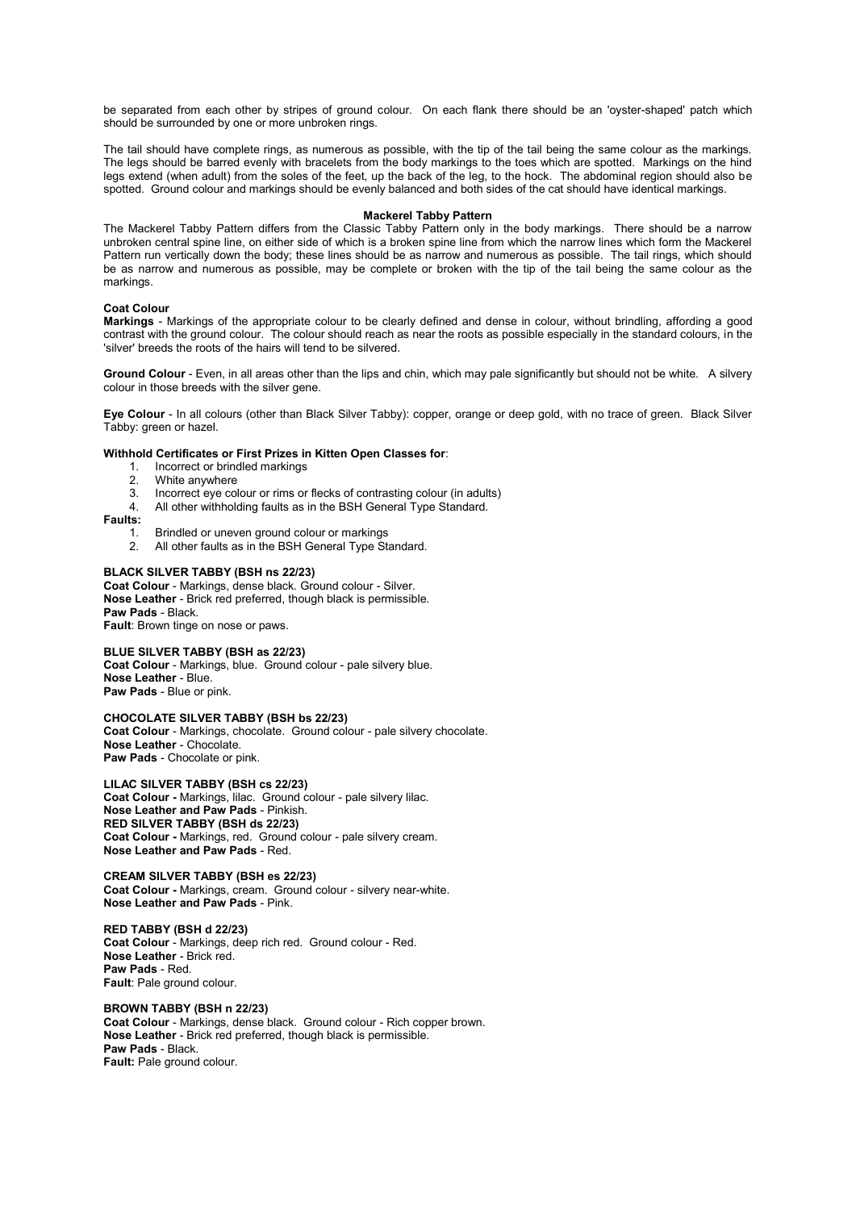be separated from each other by stripes of ground colour. On each flank there should be an 'oyster-shaped' patch which should be surrounded by one or more unbroken rings.

The tail should have complete rings, as numerous as possible, with the tip of the tail being the same colour as the markings. The legs should be barred evenly with bracelets from the body markings to the toes which are spotted. Markings on the hind legs extend (when adult) from the soles of the feet, up the back of the leg, to the hock. The abdominal region should also be spotted. Ground colour and markings should be evenly balanced and both sides of the cat should have identical markings.

**Mackerel Tabby Pattern**

The Mackerel Tabby Pattern differs from the Classic Tabby Pattern only in the body markings. There should be a narrow unbroken central spine line, on either side of which is a broken spine line from which the narrow lines which form the Mackerel Pattern run vertically down the body; these lines should be as narrow and numerous as possible. The tail rings, which should be as narrow and numerous as possible, may be complete or broken with the tip of the tail being the same colour as the markings.

**Coat Colour**

**Markings** - Markings of the appropriate colour to be clearly defined and dense in colour, without brindling, affording a good contrast with the ground colour. The colour should reach as near the roots as possible especially in the standard colours, in the 'silver' breeds the roots of the hairs will tend to be silvered.

**Ground Colour** - Even, in all areas other than the lips and chin, which may pale significantly but should not be white. A silvery colour in those breeds with the silver gene.

**Eye Colour** - In all colours (other than Black Silver Tabby): copper, orange or deep gold, with no trace of green. Black Silver Tabby: green or hazel.

**Withhold Certificates or First Prizes in Kitten Open Classes for**:

1. Incorrect or brindled markings
2. White anywhere
3. Incorrect eye colour or rims or flecks of contrasting colour (in adults)
4. All other withholding faults as in the BSH General Type Standard.

**Faults:**

1. Brindled or uneven ground colour or markings
2. All other faults as in the BSH General Type Standard.

**BLACK SILVER TABBY (BSH ns 22/23)**
**Coat Colour** - Markings, dense black. Ground colour - Silver.
**Nose Leather** - Brick red preferred, though black is permissible.
**Paw Pads** - Black.
**Fault**: Brown tinge on nose or paws.

**BLUE SILVER TABBY (BSH as 22/23)**
**Coat Colour** - Markings, blue. Ground colour - pale silvery blue.
**Nose Leather** - Blue.
**Paw Pads** - Blue or pink.

**CHOCOLATE SILVER TABBY (BSH bs 22/23)**
**Coat Colour** - Markings, chocolate. Ground colour - pale silvery chocolate.
**Nose Leather** - Chocolate.
**Paw Pads** - Chocolate or pink.

**LILAC SILVER TABBY (BSH cs 22/23)**
**Coat Colour -** Markings, lilac. Ground colour - pale silvery lilac.
**Nose Leather and Paw Pads** - Pinkish.

**RED SILVER TABBY (BSH ds 22/23)**
**Coat Colour -** Markings, red. Ground colour - pale silvery cream.
**Nose Leather and Paw Pads** - Red.

**CREAM SILVER TABBY (BSH es 22/23)**
**Coat Colour -** Markings, cream. Ground colour - silvery near-white.
**Nose Leather and Paw Pads** - Pink.

**RED TABBY (BSH d 22/23)**
**Coat Colour** - Markings, deep rich red. Ground colour - Red.
**Nose Leather** - Brick red.
**Paw Pads** - Red.
**Fault**: Pale ground colour.

**BROWN TABBY (BSH n 22/23)**
**Coat Colour** - Markings, dense black. Ground colour - Rich copper brown.
**Nose Leather** - Brick red preferred, though black is permissible.
**Paw Pads** - Black.
**Fault:** Pale ground colour.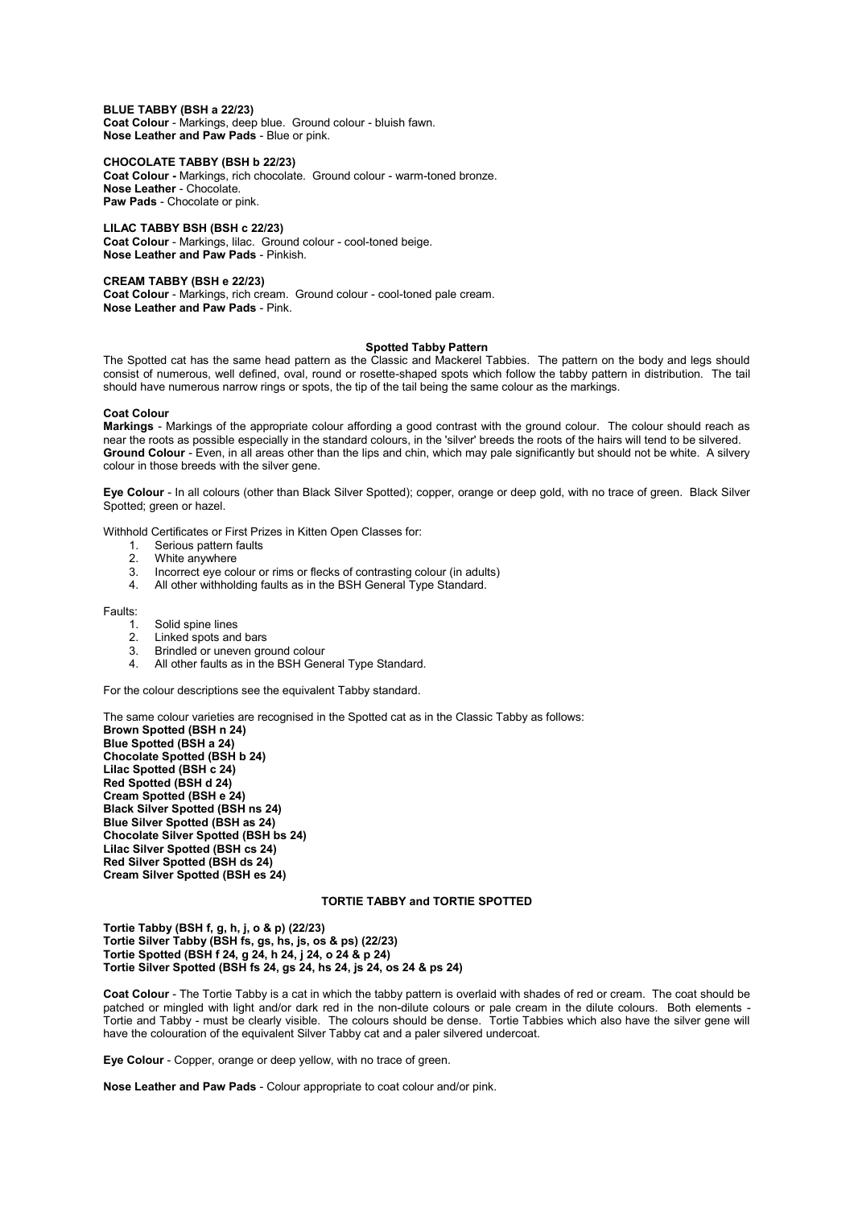**BLUE TABBY (BSH a 22/23)**
**Coat Colour** - Markings, deep blue. Ground colour - bluish fawn.
**Nose Leather and Paw Pads** - Blue or pink.

**CHOCOLATE TABBY (BSH b 22/23)**
**Coat Colour -** Markings, rich chocolate. Ground colour - warm-toned bronze.
**Nose Leather** - Chocolate.
**Paw Pads** - Chocolate or pink.

**LILAC TABBY BSH (BSH c 22/23)**
**Coat Colour** - Markings, lilac. Ground colour - cool-toned beige.
**Nose Leather and Paw Pads** - Pinkish.

**CREAM TABBY (BSH e 22/23)**
**Coat Colour** - Markings, rich cream. Ground colour - cool-toned pale cream.
**Nose Leather and Paw Pads** - Pink.

## Spotted Tabby Pattern

The Spotted cat has the same head pattern as the Classic and Mackerel Tabbies. The pattern on the body and legs should consist of numerous, well defined, oval, round or rosette-shaped spots which follow the tabby pattern in distribution. The tail should have numerous narrow rings or spots, the tip of the tail being the same colour as the markings.

**Coat Colour**
**Markings** - Markings of the appropriate colour affording a good contrast with the ground colour. The colour should reach as near the roots as possible especially in the standard colours, in the 'silver' breeds the roots of the hairs will tend to be silvered.
**Ground Colour** - Even, in all areas other than the lips and chin, which may pale significantly but should not be white. A silvery colour in those breeds with the silver gene.

**Eye Colour** - In all colours (other than Black Silver Spotted); copper, orange or deep gold, with no trace of green. Black Silver Spotted; green or hazel.

Withhold Certificates or First Prizes in Kitten Open Classes for:

1. Serious pattern faults
2. White anywhere
3. Incorrect eye colour or rims or flecks of contrasting colour (in adults)
4. All other withholding faults as in the BSH General Type Standard.

Faults:

1. Solid spine lines
2. Linked spots and bars
3. Brindled or uneven ground colour
4. All other faults as in the BSH General Type Standard.

For the colour descriptions see the equivalent Tabby standard.

The same colour varieties are recognised in the Spotted cat as in the Classic Tabby as follows:
**Brown Spotted (BSH n 24)**
**Blue Spotted (BSH a 24)**
**Chocolate Spotted (BSH b 24)**
**Lilac Spotted (BSH c 24)**
**Red Spotted (BSH d 24)**
**Cream Spotted (BSH e 24)**
**Black Silver Spotted (BSH ns 24)**
**Blue Silver Spotted (BSH as 24)**
**Chocolate Silver Spotted (BSH bs 24)**
**Lilac Silver Spotted (BSH cs 24)**
**Red Silver Spotted (BSH ds 24)**
**Cream Silver Spotted (BSH es 24)**

## TORTIE TABBY and TORTIE SPOTTED

**Tortie Tabby (BSH f, g, h, j, o & p) (22/23)**
**Tortie Silver Tabby (BSH fs, gs, hs, js, os & ps) (22/23)**
**Tortie Spotted (BSH f 24, g 24, h 24, j 24, o 24 & p 24)**
**Tortie Silver Spotted (BSH fs 24, gs 24, hs 24, js 24, os 24 & ps 24)**

**Coat Colour** - The Tortie Tabby is a cat in which the tabby pattern is overlaid with shades of red or cream. The coat should be patched or mingled with light and/or dark red in the non-dilute colours or pale cream in the dilute colours. Both elements - Tortie and Tabby - must be clearly visible. The colours should be dense. Tortie Tabbies which also have the silver gene will have the colouration of the equivalent Silver Tabby cat and a paler silvered undercoat.

**Eye Colour** - Copper, orange or deep yellow, with no trace of green.

**Nose Leather and Paw Pads** - Colour appropriate to coat colour and/or pink.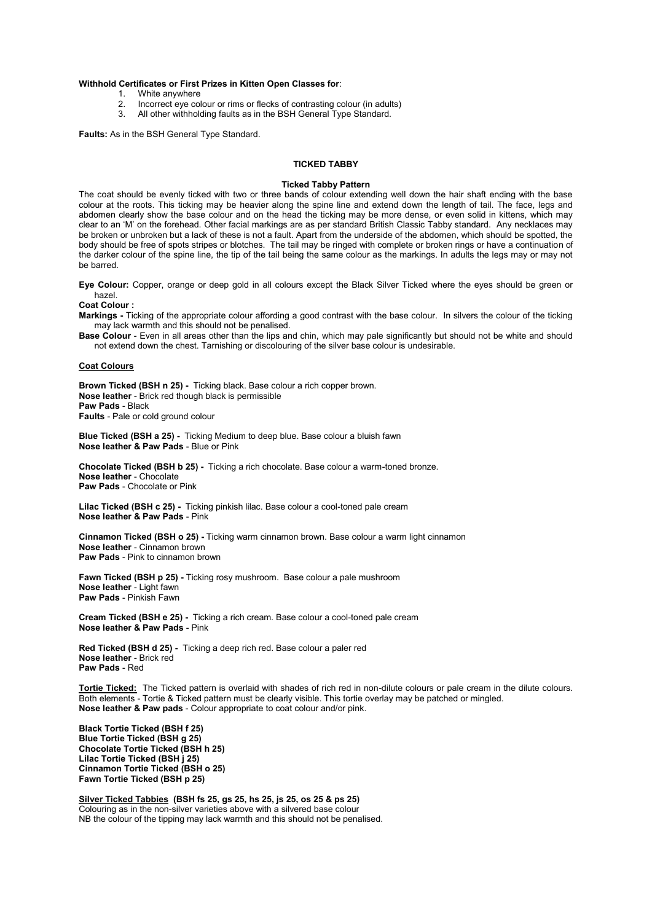**Withhold Certificates or First Prizes in Kitten Open Classes for**:

1. White anywhere
2. Incorrect eye colour or rims or flecks of contrasting colour (in adults)
3. All other withholding faults as in the BSH General Type Standard.

**Faults:** As in the BSH General Type Standard.

## TICKED TABBY

### Ticked Tabby Pattern

The coat should be evenly ticked with two or three bands of colour extending well down the hair shaft ending with the base colour at the roots. This ticking may be heavier along the spine line and extend down the length of tail. The face, legs and abdomen clearly show the base colour and on the head the ticking may be more dense, or even solid in kittens, which may clear to an 'M' on the forehead. Other facial markings are as per standard British Classic Tabby standard. Any necklaces may be broken or unbroken but a lack of these is not a fault. Apart from the underside of the abdomen, which should be spotted, the body should be free of spots stripes or blotches. The tail may be ringed with complete or broken rings or have a continuation of the darker colour of the spine line, the tip of the tail being the same colour as the markings. In adults the legs may or may not be barred.

**Eye Colour:** Copper, orange or deep gold in all colours except the Black Silver Ticked where the eyes should be green or hazel.

**Coat Colour :**

**Markings -** Ticking of the appropriate colour affording a good contrast with the base colour. In silvers the colour of the ticking may lack warmth and this should not be penalised.

**Base Colour** - Even in all areas other than the lips and chin, which may pale significantly but should not be white and should not extend down the chest. Tarnishing or discolouring of the silver base colour is undesirable.

**Coat Colours**

**Brown Ticked (BSH n 25) -** Ticking black. Base colour a rich copper brown.
**Nose leather** - Brick red though black is permissible
**Paw Pads** - Black
**Faults** - Pale or cold ground colour

**Blue Ticked (BSH a 25) -** Ticking Medium to deep blue. Base colour a bluish fawn
**Nose leather & Paw Pads** - Blue or Pink

**Chocolate Ticked (BSH b 25) -** Ticking a rich chocolate. Base colour a warm-toned bronze.
**Nose leather** - Chocolate
**Paw Pads** - Chocolate or Pink

**Lilac Ticked (BSH c 25) -** Ticking pinkish lilac. Base colour a cool-toned pale cream
**Nose leather & Paw Pads** - Pink

**Cinnamon Ticked (BSH o 25) -** Ticking warm cinnamon brown. Base colour a warm light cinnamon
**Nose leather** - Cinnamon brown
**Paw Pads** - Pink to cinnamon brown

**Fawn Ticked (BSH p 25) -** Ticking rosy mushroom. Base colour a pale mushroom
**Nose leather** - Light fawn
**Paw Pads** - Pinkish Fawn

**Cream Ticked (BSH e 25) -** Ticking a rich cream. Base colour a cool-toned pale cream
**Nose leather & Paw Pads** - Pink

**Red Ticked (BSH d 25) -** Ticking a deep rich red. Base colour a paler red
**Nose leather** - Brick red
**Paw Pads** - Red

**Tortie Ticked:** The Ticked pattern is overlaid with shades of rich red in non-dilute colours or pale cream in the dilute colours. Both elements - Tortie & Ticked pattern must be clearly visible. This tortie overlay may be patched or mingled.
**Nose leather & Paw pads** - Colour appropriate to coat colour and/or pink.

**Black Tortie Ticked (BSH f 25)**
**Blue Tortie Ticked (BSH g 25)**
**Chocolate Tortie Ticked (BSH h 25)**
**Lilac Tortie Ticked (BSH j 25)**
**Cinnamon Tortie Ticked (BSH o 25)**
**Fawn Tortie Ticked (BSH p 25)**

**Silver Ticked Tabbies (BSH fs 25, gs 25, hs 25, js 25, os 25 & ps 25)**
Colouring as in the non-silver varieties above with a silvered base colour
NB the colour of the tipping may lack warmth and this should not be penalised.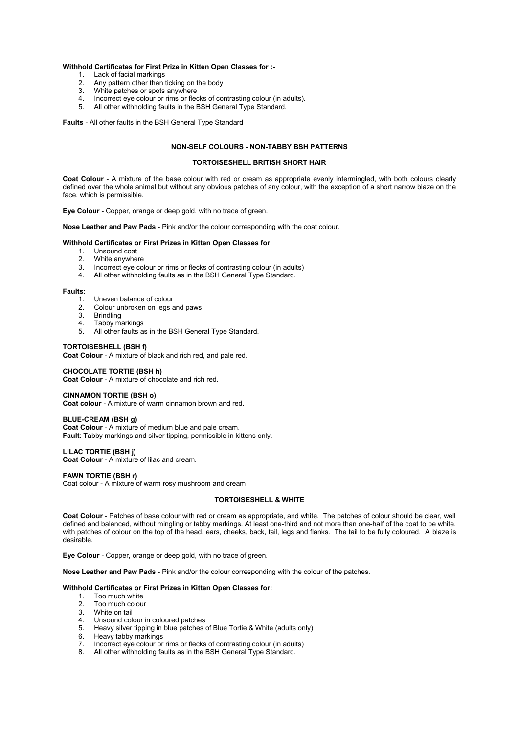**Withhold Certificates for First Prize in Kitten Open Classes for :-**

1. Lack of facial markings
2. Any pattern other than ticking on the body
3. White patches or spots anywhere
4. Incorrect eye colour or rims or flecks of contrasting colour (in adults).
5. All other withholding faults in the BSH General Type Standard.

**Faults** - All other faults in the BSH General Type Standard

## NON-SELF COLOURS - NON-TABBY BSH PATTERNS

### TORTOISESHELL BRITISH SHORT HAIR

**Coat Colour** - A mixture of the base colour with red or cream as appropriate evenly intermingled, with both colours clearly defined over the whole animal but without any obvious patches of any colour, with the exception of a short narrow blaze on the face, which is permissible.

**Eye Colour** - Copper, orange or deep gold, with no trace of green.

**Nose Leather and Paw Pads** - Pink and/or the colour corresponding with the coat colour.

**Withhold Certificates or First Prizes in Kitten Open Classes for**:

1. Unsound coat
2. White anywhere
3. Incorrect eye colour or rims or flecks of contrasting colour (in adults)
4. All other withholding faults as in the BSH General Type Standard.

**Faults:**

1. Uneven balance of colour
2. Colour unbroken on legs and paws
3. Brindling
4. Tabby markings
5. All other faults as in the BSH General Type Standard.

**TORTOISESHELL (BSH f)**
**Coat Colour** - A mixture of black and rich red, and pale red.

**CHOCOLATE TORTIE (BSH h)**
**Coat Colour** - A mixture of chocolate and rich red.

**CINNAMON TORTIE (BSH o)**
**Coat colour** - A mixture of warm cinnamon brown and red.

**BLUE-CREAM (BSH g)**
**Coat Colour** - A mixture of medium blue and pale cream.
**Fault**: Tabby markings and silver tipping, permissible in kittens only.

**LILAC TORTIE (BSH j)**
**Coat Colour** - A mixture of lilac and cream.

**FAWN TORTIE (BSH r)**
Coat colour - A mixture of warm rosy mushroom and cream

### TORTOISESHELL & WHITE

**Coat Colour** - Patches of base colour with red or cream as appropriate, and white. The patches of colour should be clear, well defined and balanced, without mingling or tabby markings. At least one-third and not more than one-half of the coat to be white, with patches of colour on the top of the head, ears, cheeks, back, tail, legs and flanks. The tail to be fully coloured. A blaze is desirable.

**Eye Colour** - Copper, orange or deep gold, with no trace of green.

**Nose Leather and Paw Pads** - Pink and/or the colour corresponding with the colour of the patches.

**Withhold Certificates or First Prizes in Kitten Open Classes for:**

1. Too much white
2. Too much colour
3. White on tail
4. Unsound colour in coloured patches
5. Heavy silver tipping in blue patches of Blue Tortie & White (adults only)
6. Heavy tabby markings
7. Incorrect eye colour or rims or flecks of contrasting colour (in adults)
8. All other withholding faults as in the BSH General Type Standard.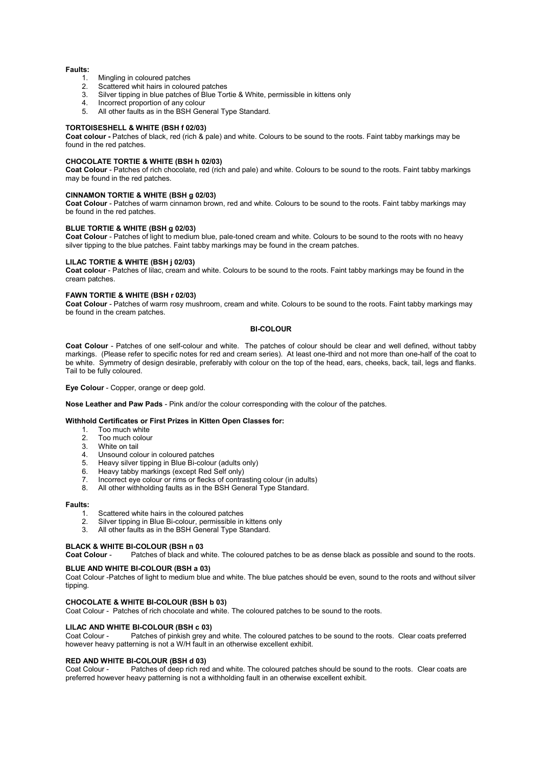**Faults:**

1. Mingling in coloured patches
2. Scattered whit hairs in coloured patches
3. Silver tipping in blue patches of Blue Tortie & White, permissible in kittens only
4. Incorrect proportion of any colour
5. All other faults as in the BSH General Type Standard.

**TORTOISESHELL & WHITE (BSH f 02/03)**

**Coat colour -** Patches of black, red (rich & pale) and white. Colours to be sound to the roots. Faint tabby markings may be found in the red patches.

**CHOCOLATE TORTIE & WHITE (BSH h 02/03)**

**Coat Colour** - Patches of rich chocolate, red (rich and pale) and white. Colours to be sound to the roots. Faint tabby markings may be found in the red patches.

**CINNAMON TORTIE & WHITE (BSH g 02/03)**

**Coat Colour** - Patches of warm cinnamon brown, red and white. Colours to be sound to the roots. Faint tabby markings may be found in the red patches.

**BLUE TORTIE & WHITE (BSH g 02/03)**

**Coat Colour** - Patches of light to medium blue, pale-toned cream and white. Colours to be sound to the roots with no heavy silver tipping to the blue patches. Faint tabby markings may be found in the cream patches.

**LILAC TORTIE & WHITE (BSH j 02/03)**

**Coat colour** - Patches of lilac, cream and white. Colours to be sound to the roots. Faint tabby markings may be found in the cream patches.

**FAWN TORTIE & WHITE (BSH r 02/03)**

**Coat Colour** - Patches of warm rosy mushroom, cream and white. Colours to be sound to the roots. Faint tabby markings may be found in the cream patches.

## BI-COLOUR

**Coat Colour** - Patches of one self-colour and white. The patches of colour should be clear and well defined, without tabby markings. (Please refer to specific notes for red and cream series). At least one-third and not more than one-half of the coat to be white. Symmetry of design desirable, preferably with colour on the top of the head, ears, cheeks, back, tail, legs and flanks. Tail to be fully coloured.

**Eye Colour** - Copper, orange or deep gold.

**Nose Leather and Paw Pads** - Pink and/or the colour corresponding with the colour of the patches.

**Withhold Certificates or First Prizes in Kitten Open Classes for:**

1. Too much white
2. Too much colour
3. White on tail
4. Unsound colour in coloured patches
5. Heavy silver tipping in Blue Bi-colour (adults only)
6. Heavy tabby markings (except Red Self only)
7. Incorrect eye colour or rims or flecks of contrasting colour (in adults)
8. All other withholding faults as in the BSH General Type Standard.

**Faults:**

1. Scattered white hairs in the coloured patches
2. Silver tipping in Blue Bi-colour, permissible in kittens only
3. All other faults as in the BSH General Type Standard.

**BLACK & WHITE BI-COLOUR (BSH n 03**

**Coat Colour** - Patches of black and white. The coloured patches to be as dense black as possible and sound to the roots.

**BLUE AND WHITE BI-COLOUR (BSH a 03)**

Coat Colour -Patches of light to medium blue and white. The blue patches should be even, sound to the roots and without silver tipping.

**CHOCOLATE & WHITE BI-COLOUR (BSH b 03)**

Coat Colour - Patches of rich chocolate and white. The coloured patches to be sound to the roots.

**LILAC AND WHITE BI-COLOUR (BSH c 03)**

Coat Colour - Patches of pinkish grey and white. The coloured patches to be sound to the roots. Clear coats preferred however heavy patterning is not a W/H fault in an otherwise excellent exhibit.

**RED AND WHITE BI-COLOUR (BSH d 03)**

Coat Colour - Patches of deep rich red and white. The coloured patches should be sound to the roots. Clear coats are preferred however heavy patterning is not a withholding fault in an otherwise excellent exhibit.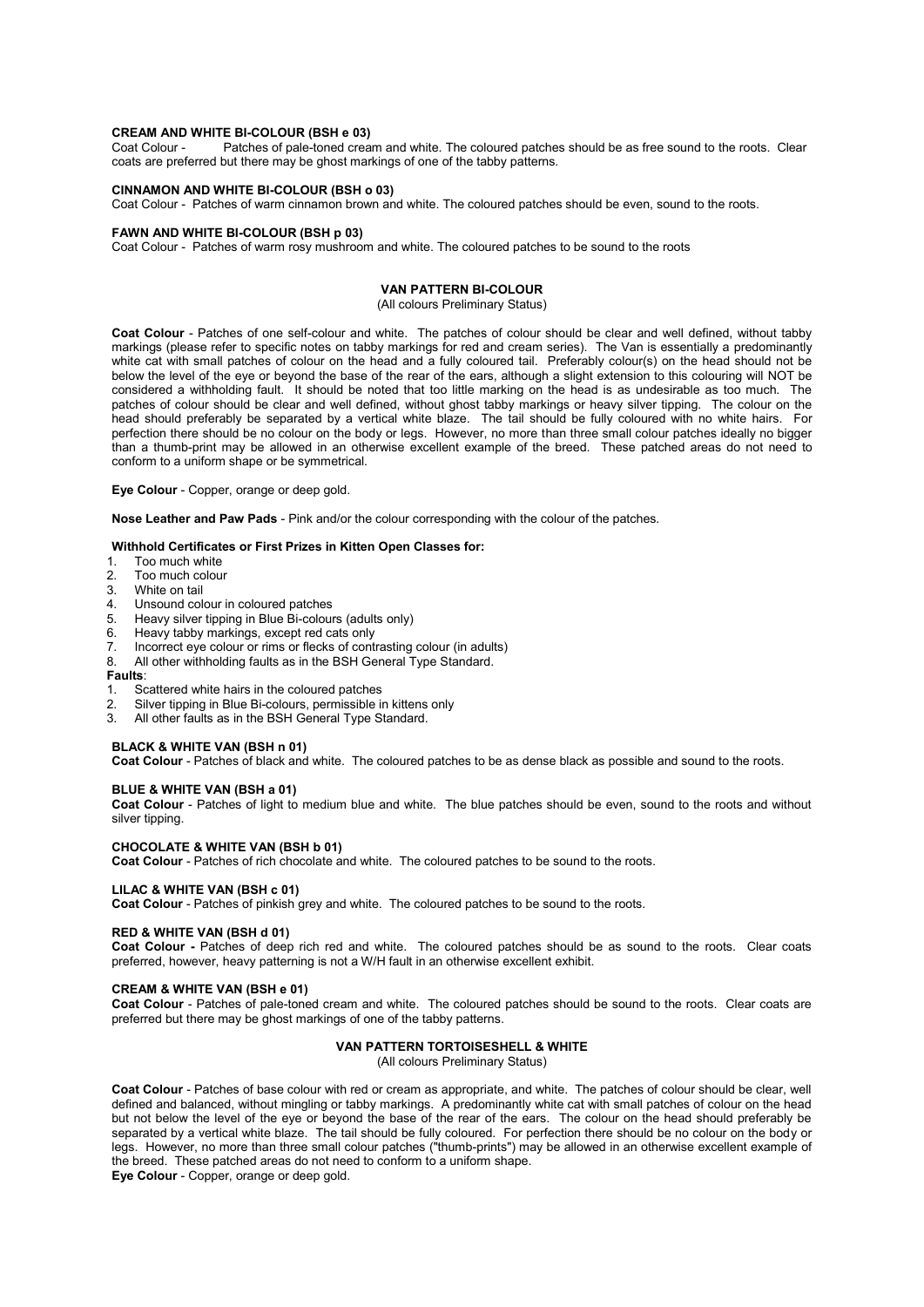#### CREAM AND WHITE BI-COLOUR (BSH e 03)

Coat Colour - Patches of pale-toned cream and white. The coloured patches should be as free sound to the roots. Clear coats are preferred but there may be ghost markings of one of the tabby patterns.

#### CINNAMON AND WHITE BI-COLOUR (BSH o 03)

Coat Colour - Patches of warm cinnamon brown and white. The coloured patches should be even, sound to the roots.

#### FAWN AND WHITE BI-COLOUR (BSH p 03)

Coat Colour - Patches of warm rosy mushroom and white. The coloured patches to be sound to the roots

### VAN PATTERN BI-COLOUR

(All colours Preliminary Status)

**Coat Colour** - Patches of one self-colour and white. The patches of colour should be clear and well defined, without tabby markings (please refer to specific notes on tabby markings for red and cream series). The Van is essentially a predominantly white cat with small patches of colour on the head and a fully coloured tail. Preferably colour(s) on the head should not be below the level of the eye or beyond the base of the rear of the ears, although a slight extension to this colouring will NOT be considered a withholding fault. It should be noted that too little marking on the head is as undesirable as too much. The patches of colour should be clear and well defined, without ghost tabby markings or heavy silver tipping. The colour on the head should preferably be separated by a vertical white blaze. The tail should be fully coloured with no white hairs. For perfection there should be no colour on the body or legs. However, no more than three small colour patches ideally no bigger than a thumb-print may be allowed in an otherwise excellent example of the breeed. These patched areas do not need to conform to a uniform shape or be symmetrical.

**Eye Colour** - Copper, orange or deep gold.

**Nose Leather and Paw Pads** - Pink and/or the colour corresponding with the colour of the patches.

**Withhold Certificates or First Prizes in Kitten Open Classes for:**

1. Too much white
2. Too much colour
3. White on tail
4. Unsound colour in coloured patches
5. Heavy silver tipping in Blue Bi-colours (adults only)
6. Heavy tabby markings, except red cats only
7. Incorrect eye colour or rims or flecks of contrasting colour (in adults)
8. All other withholding faults as in the BSH General Type Standard.

**Faults**:

1. Scattered white hairs in the coloured patches
2. Silver tipping in Blue Bi-colours, permissible in kittens only
3. All other faults as in the BSH General Type Standard.

#### BLACK & WHITE VAN (BSH n 01)

**Coat Colour** - Patches of black and white. The coloured patches to be as dense black as possible and sound to the roots.

#### BLUE & WHITE VAN (BSH a 01)

**Coat Colour** - Patches of light to medium blue and white. The blue patches should be even, sound to the roots and without silver tipping.

#### CHOCOLATE & WHITE VAN (BSH b 01)

**Coat Colour** - Patches of rich chocolate and white. The coloured patches to be sound to the roots.

#### LILAC & WHITE VAN (BSH c 01)

**Coat Colour** - Patches of pinkish grey and white. The coloured patches to be sound to the roots.

#### RED & WHITE VAN (BSH d 01)

**Coat Colour -** Patches of deep rich red and white. The coloured patches should be as sound to the roots. Clear coats preferred, however, heavy patterning is not a W/H fault in an otherwise excellent exhibit.

#### CREAM & WHITE VAN (BSH e 01)

**Coat Colour** - Patches of pale-toned cream and white. The coloured patches should be sound to the roots. Clear coats are preferred but there may be ghost markings of one of the tabby patterns.

### VAN PATTERN TORTOISESHELL & WHITE

(All colours Preliminary Status)

**Coat Colour** - Patches of base colour with red or cream as appropriate, and white. The patches of colour should be clear, well defined and balanced, without mingling or tabby markings. A predominantly white cat with small patches of colour on the head but not below the level of the eye or beyond the base of the rear of the ears. The colour on the head should preferably be separated by a vertical white blaze. The tail should be fully coloured. For perfection there should be no colour on the body or legs. However, no more than three small colour patches ("thumb-prints") may be allowed in an otherwise excellent example of the breed. These patched areas do not need to conform to a uniform shape.

**Eye Colour** - Copper, orange or deep gold.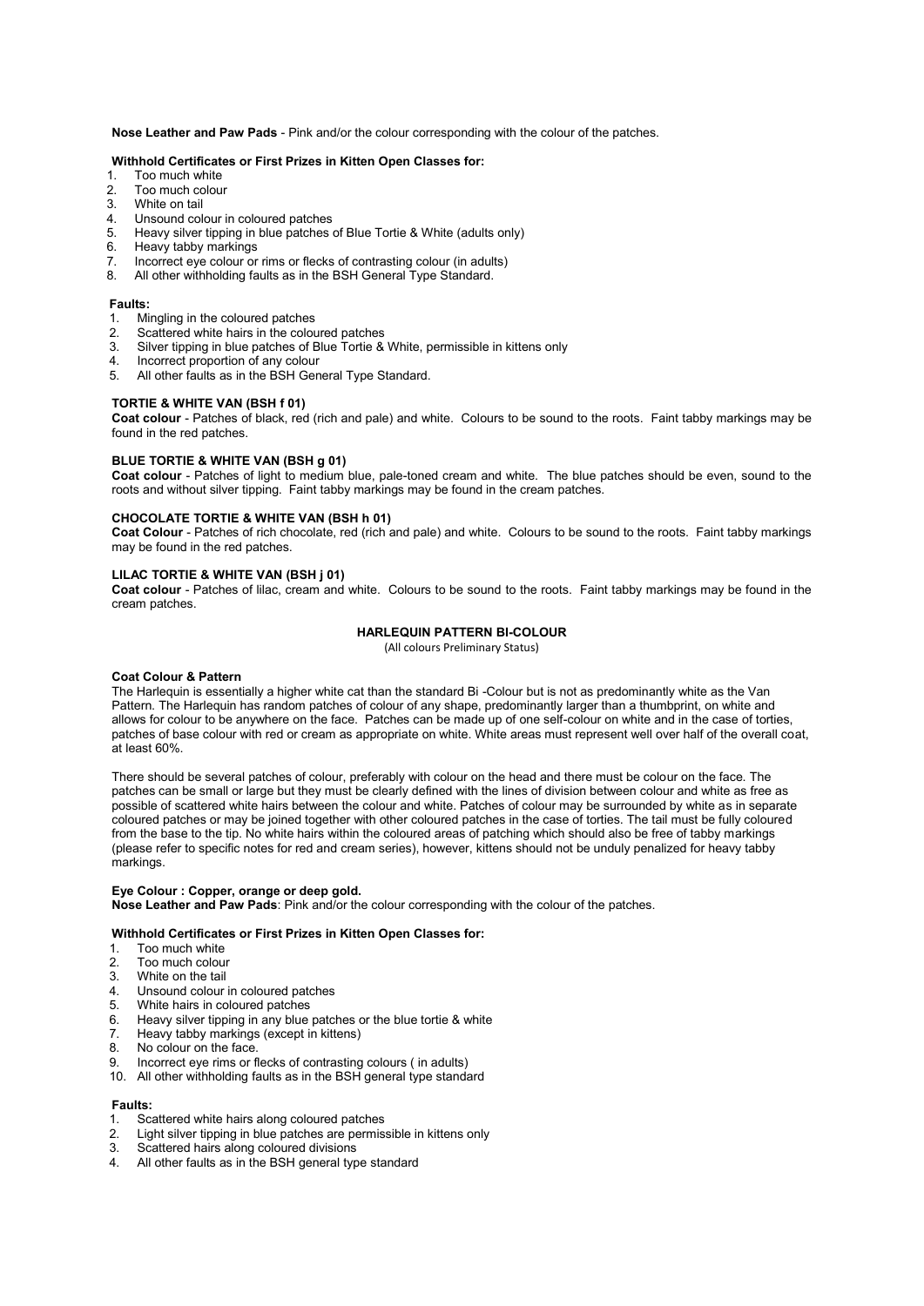**Nose Leather and Paw Pads** - Pink and/or the colour corresponding with the colour of the patches.

**Withhold Certificates or First Prizes in Kitten Open Classes for:**

1. Too much white
2. Too much colour
3. White on tail
4. Unsound colour in coloured patches
5. Heavy silver tipping in blue patches of Blue Tortie & White (adults only)
6. Heavy tabby markings
7. Incorrect eye colour or rims or flecks of contrasting colour (in adults)
8. All other withholding faults as in the BSH General Type Standard.

**Faults:**

1. Mingling in the coloured patches
2. Scattered white hairs in the coloured patches
3. Silver tipping in blue patches of Blue Tortie & White, permissible in kittens only
4. Incorrect proportion of any colour
5. All other faults as in the BSH General Type Standard.

**TORTIE & WHITE VAN (BSH f 01)**

**Coat colour** - Patches of black, red (rich and pale) and white. Colours to be sound to the roots. Faint tabby markings may be found in the red patches.

**BLUE TORTIE & WHITE VAN (BSH g 01)**

**Coat colour** - Patches of light to medium blue, pale-toned cream and white. The blue patches should be even, sound to the roots and without silver tipping. Faint tabby markings may be found in the cream patches.

**CHOCOLATE TORTIE & WHITE VAN (BSH h 01)**

**Coat Colour** - Patches of rich chocolate, red (rich and pale) and white. Colours to be sound to the roots. Faint tabby markings may be found in the red patches.

**LILAC TORTIE & WHITE VAN (BSH j 01)**

**Coat colour** - Patches of lilac, cream and white. Colours to be sound to the roots. Faint tabby markings may be found in the cream patches.

## HARLEQUIN PATTERN BI-COLOUR

(All colours Preliminary Status)

**Coat Colour & Pattern**

The Harlequin is essentially a higher white cat than the standard Bi -Colour but is not as predominantly white as the Van Pattern. The Harlequin has random patches of colour of any shape, predominantly larger than a thumbprint, on white and allows for colour to be anywhere on the face. Patches can be made up of one self-colour on white and in the case of torties, patches of base colour with red or cream as appropriate on white. White areas must represent well over half of the overall coat, at least 60%.

There should be several patches of colour, preferably with colour on the head and there must be colour on the face. The patches can be small or large but they must be clearly defined with the lines of division between colour and white as free as possible of scattered white hairs between the colour and white. Patches of colour may be surrounded by white as in separate coloured patches or may be joined together with other coloured patches in the case of torties. The tail must be fully coloured from the base to the tip. No white hairs within the coloured areas of patching which should also be free of tabby markings (please refer to specific notes for red and cream series), however, kittens should not be unduly penalized for heavy tabby markings.

**Eye Colour : Copper, orange or deep gold.**

**Nose Leather and Paw Pads**: Pink and/or the colour corresponding with the colour of the patches.

**Withhold Certificates or First Prizes in Kitten Open Classes for:**

1. Too much white
2. Too much colour
3. White on the tail
4. Unsound colour in coloured patches
5. White hairs in coloured patches
6. Heavy silver tipping in any blue patches or the blue tortie & white
7. Heavy tabby markings (except in kittens)
8. No colour on the face.
9. Incorrect eye rims or flecks of contrasting colours ( in adults)
10. All other withholding faults as in the BSH general type standard

**Faults:**

1. Scattered white hairs along coloured patches
2. Light silver tipping in blue patches are permissible in kittens only
3. Scattered hairs along coloured divisions
4. All other faults as in the BSH general type standard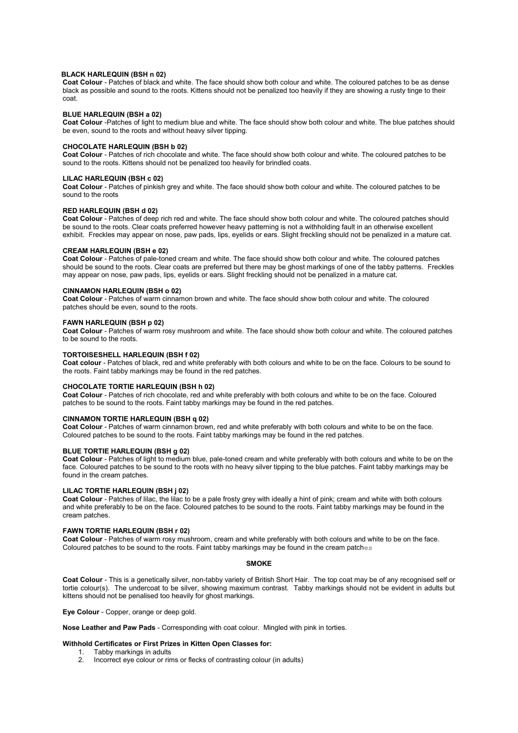### BLACK HARLEQUIN (BSH n 02)

**Coat Colour** - Patches of black and white. The face should show both colour and white. The coloured patches to be as dense black as possible and sound to the roots. Kittens should not be penalized too heavily if they are showing a rusty tinge to their coat.

### BLUE HARLEQUIN (BSH a 02)

**Coat Colour** -Patches of light to medium blue and white. The face should show both colour and white. The blue patches should be even, sound to the roots and without heavy silver tipping.

### CHOCOLATE HARLEQUIN (BSH b 02)

**Coat Colour** - Patches of rich chocolate and white. The face should show both colour and white. The coloured patches to be sound to the roots. Kittens should not be penalized too heavily for brindled coats.

### LILAC HARLEQUIN (BSH c 02)

**Coat Colour** - Patches of pinkish grey and white. The face should show both colour and white. The coloured patches to be sound to the roots

### RED HARLEQUIN (BSH d 02)

**Coat Colour** - Patches of deep rich red and white. The face should show both colour and white. The coloured patches should be sound to the roots. Clear coats preferred however heavy patterning is not a withholding fault in an otherwise excellent exhibit. Freckles may appear on nose, paw pads, lips, eyelids or ears. Slight freckling should not be penalized in a mature cat.

### CREAM HARLEQUIN (BSH e 02)

**Coat Colour** - Patches of pale-toned cream and white. The face should show both colour and white. The coloured patches should be sound to the roots. Clear coats are preferred but there may be ghost markings of one of the tabby patterns. Freckles may appear on nose, paw pads, lips, eyelids or ears. Slight freckling should not be penalized in a mature cat.

### CINNAMON HARLEQUIN (BSH o 02)

**Coat Colour** - Patches of warm cinnamon brown and white. The face should show both colour and white. The coloured patches should be even, sound to the roots.

### FAWN HARLEQUIN (BSH p 02)

**Coat Colour** - Patches of warm rosy mushroom and white. The face should show both colour and white. The coloured patches to be sound to the roots.

### TORTOISESHELL HARLEQUIN (BSH f 02)

**Coat colour** - Patches of black, red and white preferably with both colours and white to be on the face. Colours to be sound to the roots. Faint tabby markings may be found in the red patches.

### CHOCOLATE TORTIE HARLEQUIN (BSH h 02)

**Coat Colour** - Patches of rich chocolate, red and white preferably with both colours and white to be on the face. Coloured patches to be sound to the roots. Faint tabby markings may be found in the red patches.

### CINNAMON TORTIE HARLEQUIN (BSH q 02)

**Coat Colour** - Patches of warm cinnamon brown, red and white preferably with both colours and white to be on the face. Coloured patches to be sound to the roots. Faint tabby markings may be found in the red patches.

### BLUE TORTIE HARLEQUIN (BSH g 02)

**Coat Colour** - Patches of light to medium blue, pale-toned cream and white preferably with both colours and white to be on the face. Coloured patches to be sound to the roots with no heavy silver tipping to the blue patches. Faint tabby markings may be found in the cream patches.

### LILAC TORTIE HARLEQUIN (BSH j 02)

**Coat Colour** - Patches of lilac, the lilac to be a pale frosty grey with ideally a hint of pink; cream and white with both colours and white preferably to be on the face. Coloured patches to be sound to the roots. Faint tabby markings may be found in the cream patches.

### FAWN TORTIE HARLEQUIN (BSH r 02)

**Coat Colour** - Patches of warm rosy mushroom, cream and white preferably with both colours and white to be on the face. Coloured patches to be sound to the roots. Faint tabby markings may be found in the cream patches

## SMOKE

**Coat Colour** - This is a genetically silver, non-tabby variety of British Short Hair. The top coat may be of any recognised self or tortie colour(s). The undercoat to be silver, showing maximum contrast. Tabby markings should not be evident in adults but kittens should not be penalised too heavily for ghost markings.

**Eye Colour** - Copper, orange or deep gold.

**Nose Leather and Paw Pads** - Corresponding with coat colour. Mingled with pink in torties.

**Withhold Certificates or First Prizes in Kitten Open Classes for:**

1. Tabby markings in adults
2. Incorrect eye colour or rims or flecks of contrasting colour (in adults)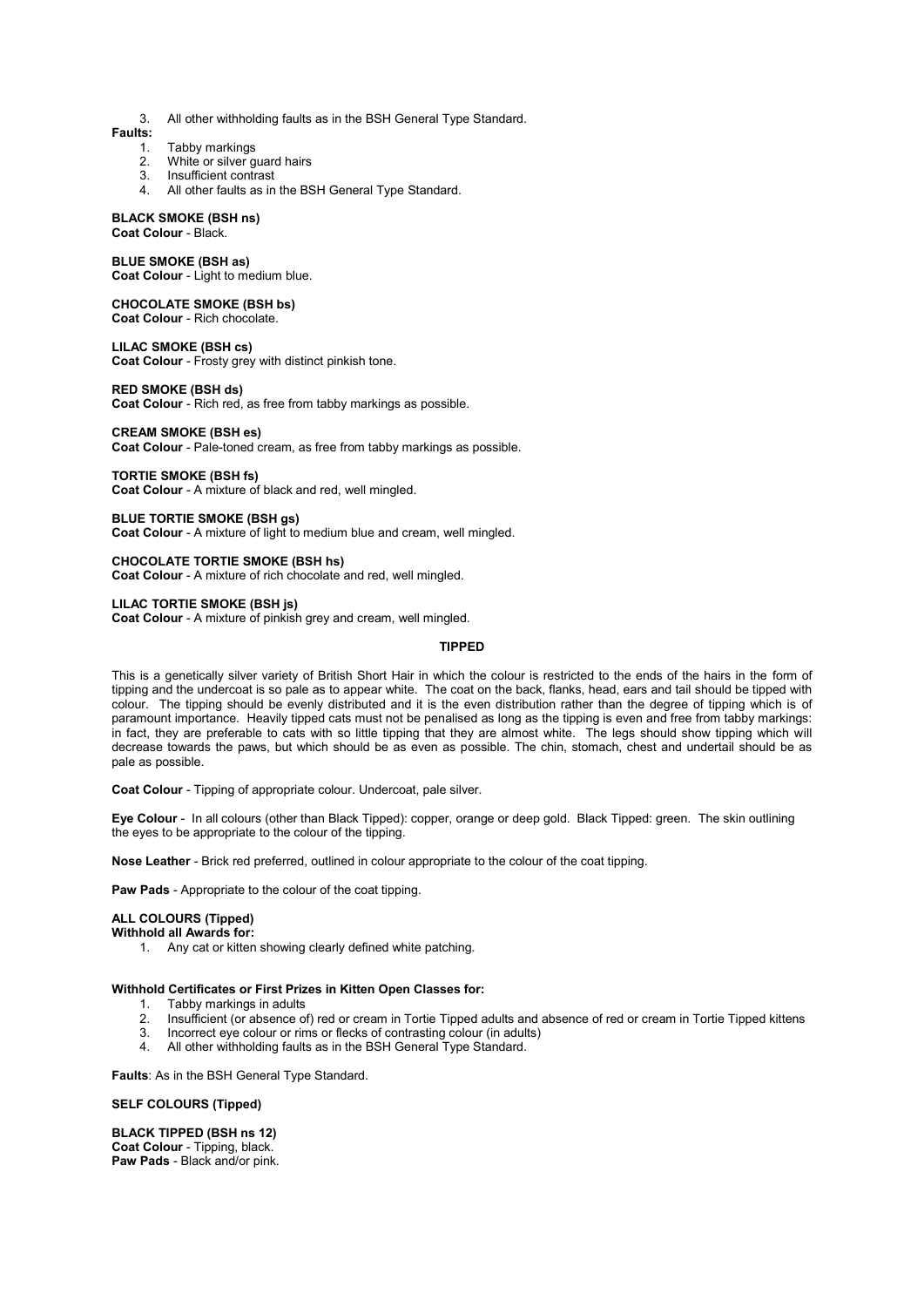3. All other withholding faults as in the BSH General Type Standard.

**Faults:**

1. Tabby markings
2. White or silver guard hairs
3. Insufficient contrast
4. All other faults as in the BSH General Type Standard.

**BLACK SMOKE (BSH ns)**
**Coat Colour** - Black.

**BLUE SMOKE (BSH as)**
**Coat Colour** - Light to medium blue.

**CHOCOLATE SMOKE (BSH bs)**
**Coat Colour** - Rich chocolate.

**LILAC SMOKE (BSH cs)**
**Coat Colour** - Frosty grey with distinct pinkish tone.

**RED SMOKE (BSH ds)**
**Coat Colour** - Rich red, as free from tabby markings as possible.

**CREAM SMOKE (BSH es)**
**Coat Colour** - Pale-toned cream, as free from tabby markings as possible.

**TORTIE SMOKE (BSH fs)**
**Coat Colour** - A mixture of black and red, well mingled.

**BLUE TORTIE SMOKE (BSH gs)**
**Coat Colour** - A mixture of light to medium blue and cream, well mingled.

**CHOCOLATE TORTIE SMOKE (BSH hs)**
**Coat Colour** - A mixture of rich chocolate and red, well mingled.

**LILAC TORTIE SMOKE (BSH js)**
**Coat Colour** - A mixture of pinkish grey and cream, well mingled.

## TIPPED

This is a genetically silver variety of British Short Hair in which the colour is restricted to the ends of the hairs in the form of tipping and the undercoat is so pale as to appear white. The coat on the back, flanks, head, ears and tail should be tipped with colour. The tipping should be evenly distributed and it is the even distribution rather than the degree of tipping which is of paramount importance. Heavily tipped cats must not be penalised as long as the tipping is even and free from tabby markings: in fact, they are preferable to cats with so little tipping that they are almost white. The legs should show tipping which will decrease towards the paws, but which should be as even as possible. The chin, stomach, chest and undertail should be as pale as possible.

**Coat Colour** - Tipping of appropriate colour. Undercoat, pale silver.

**Eye Colour** - In all colours (other than Black Tipped): copper, orange or deep gold. Black Tipped: green. The skin outlining the eyes to be appropriate to the colour of the tipping.

**Nose Leather** - Brick red preferred, outlined in colour appropriate to the colour of the coat tipping.

**Paw Pads** - Appropriate to the colour of the coat tipping.

**ALL COLOURS (Tipped)**
**Withhold all Awards for:**

1. Any cat or kitten showing clearly defined white patching.

**Withhold Certificates or First Prizes in Kitten Open Classes for:**

1. Tabby markings in adults
2. Insufficient (or absence of) red or cream in Tortie Tipped adults and absence of red or cream in Tortie Tipped kittens
3. Incorrect eye colour or rims or flecks of contrasting colour (in adults)
4. All other withholding faults as in the BSH General Type Standard.

**Faults**: As in the BSH General Type Standard.

**SELF COLOURS (Tipped)**

**BLACK TIPPED (BSH ns 12)**
**Coat Colour** - Tipping, black.
**Paw Pads** - Black and/or pink.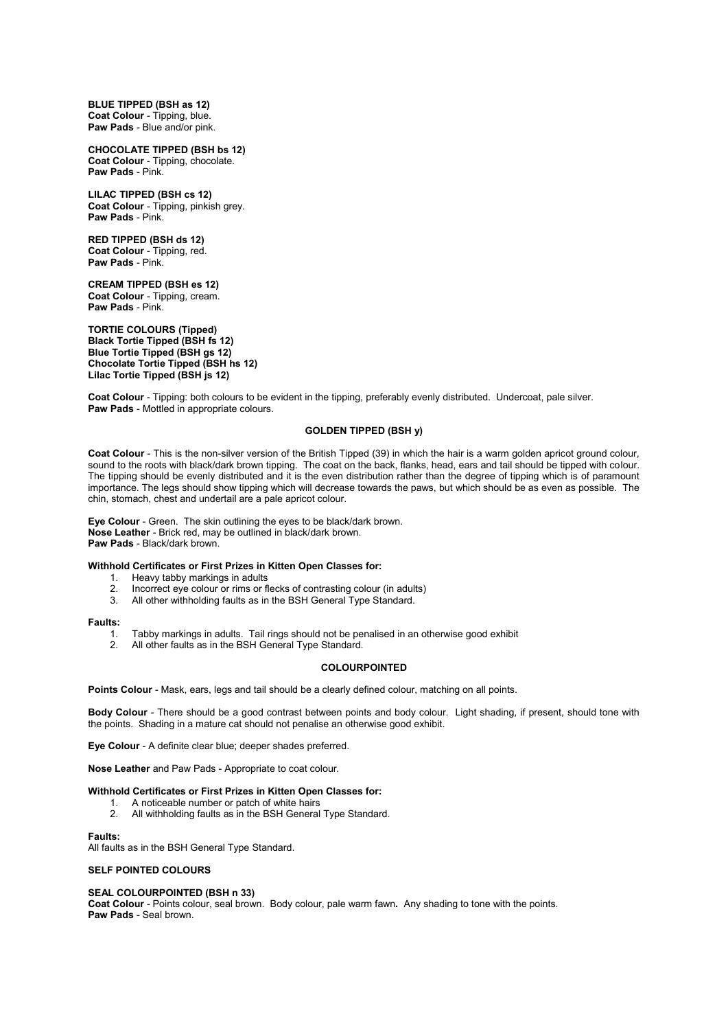**BLUE TIPPED (BSH as 12)**
**Coat Colour** - Tipping, blue.
**Paw Pads** - Blue and/or pink.

**CHOCOLATE TIPPED (BSH bs 12)**
**Coat Colour** - Tipping, chocolate.
**Paw Pads** - Pink.

**LILAC TIPPED (BSH cs 12)**
**Coat Colour** - Tipping, pinkish grey.
**Paw Pads** - Pink.

**RED TIPPED (BSH ds 12)**
**Coat Colour** - Tipping, red.
**Paw Pads** - Pink.

**CREAM TIPPED (BSH es 12)**
**Coat Colour** - Tipping, cream.
**Paw Pads** - Pink.

**TORTIE COLOURS (Tipped)**
**Black Tortie Tipped (BSH fs 12)**
**Blue Tortie Tipped (BSH gs 12)**
**Chocolate Tortie Tipped (BSH hs 12)**
**Lilac Tortie Tipped (BSH js 12)**

**Coat Colour** - Tipping: both colours to be evident in the tipping, preferably evenly distributed. Undercoat, pale silver.
**Paw Pads** - Mottled in appropriate colours.

## GOLDEN TIPPED (BSH y)

**Coat Colour** - This is the non-silver version of the British Tipped (39) in which the hair is a warm golden apricot ground colour, sound to the roots with black/dark brown tipping. The coat on the back, flanks, head, ears and tail should be tipped with colour. The tipping should be evenly distributed and it is the even distribution rather than the degree of tipping which is of paramount importance. The legs should show tipping which will decrease towards the paws, but which should be as even as possible. The chin, stomach, chest and undertail are a pale apricot colour.

**Eye Colour** - Green. The skin outlining the eyes to be black/dark brown.
**Nose Leather** - Brick red, may be outlined in black/dark brown.
**Paw Pads** - Black/dark brown.

**Withhold Certificates or First Prizes in Kitten Open Classes for:**

1. Heavy tabby markings in adults
2. Incorrect eye colour or rims or flecks of contrasting colour (in adults)
3. All other withholding faults as in the BSH General Type Standard.

**Faults:**

1. Tabby markings in adults. Tail rings should not be penalised in an otherwise good exhibit
2. All other faults as in the BSH General Type Standard.

## COLOURPOINTED

**Points Colour** - Mask, ears, legs and tail should be a clearly defined colour, matching on all points.

**Body Colour** - There should be a good contrast between points and body colour. Light shading, if present, should tone with the points. Shading in a mature cat should not penalise an otherwise good exhibit.

**Eye Colour** - A definite clear blue; deeper shades preferred.

**Nose Leather** and Paw Pads - Appropriate to coat colour.

**Withhold Certificates or First Prizes in Kitten Open Classes for:**

1. A noticeable number or patch of white hairs
2. All withholding faults as in the BSH General Type Standard.

**Faults:**
All faults as in the BSH General Type Standard.

**SELF POINTED COLOURS**

**SEAL COLOURPOINTED (BSH n 33)**
**Coat Colour** - Points colour, seal brown. Body colour, pale warm fawn**.** Any shading to tone with the points.
**Paw Pads** - Seal brown.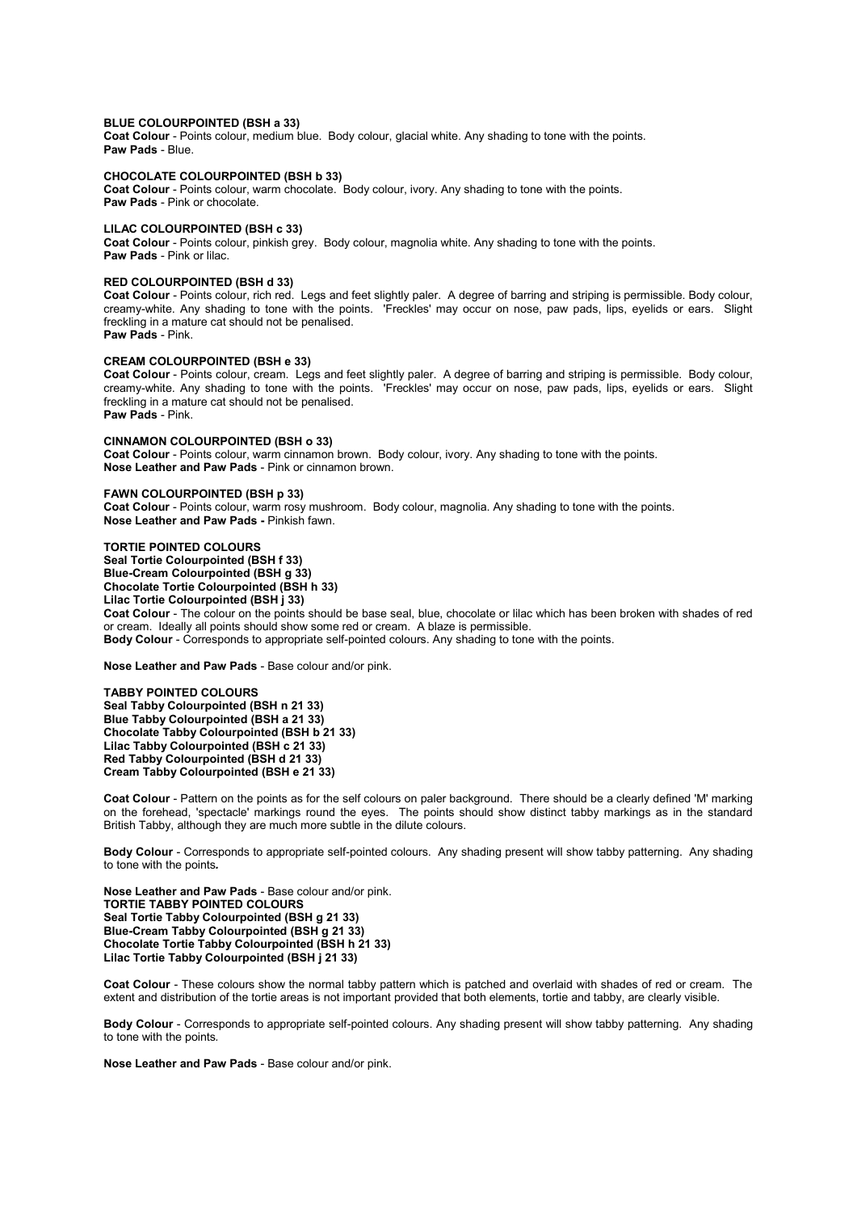**BLUE COLOURPOINTED (BSH a 33)**
**Coat Colour** - Points colour, medium blue. Body colour, glacial white. Any shading to tone with the points.
**Paw Pads** - Blue.

**CHOCOLATE COLOURPOINTED (BSH b 33)**
**Coat Colour** - Points colour, warm chocolate. Body colour, ivory. Any shading to tone with the points.
**Paw Pads** - Pink or chocolate.

**LILAC COLOURPOINTED (BSH c 33)**
**Coat Colour** - Points colour, pinkish grey. Body colour, magnolia white. Any shading to tone with the points.
**Paw Pads** - Pink or lilac.

**RED COLOURPOINTED (BSH d 33)**
**Coat Colour** - Points colour, rich red. Legs and feet slightly paler. A degree of barring and striping is permissible. Body colour, creamy-white. Any shading to tone with the points. 'Freckles' may occur on nose, paw pads, lips, eyelids or ears. Slight freckling in a mature cat should not be penalised.
**Paw Pads** - Pink.

**CREAM COLOURPOINTED (BSH e 33)**
**Coat Colour** - Points colour, cream. Legs and feet slightly paler. A degree of barring and striping is permissible. Body colour, creamy-white. Any shading to tone with the points. 'Freckles' may occur on nose, paw pads, lips, eyelids or ears. Slight freckling in a mature cat should not be penalised.
**Paw Pads** - Pink.

**CINNAMON COLOURPOINTED (BSH o 33)**
**Coat Colour** - Points colour, warm cinnamon brown. Body colour, ivory. Any shading to tone with the points.
**Nose Leather and Paw Pads** - Pink or cinnamon brown.

**FAWN COLOURPOINTED (BSH p 33)**
**Coat Colour** - Points colour, warm rosy mushroom. Body colour, magnolia. Any shading to tone with the points.
**Nose Leather and Paw Pads -** Pinkish fawn.

**TORTIE POINTED COLOURS**
**Seal Tortie Colourpointed (BSH f 33)**
**Blue-Cream Colourpointed (BSH g 33)**
**Chocolate Tortie Colourpointed (BSH h 33)**
**Lilac Tortie Colourpointed (BSH j 33)**
**Coat Colour** - The colour on the points should be base seal, blue, chocolate or lilac which has been broken with shades of red or cream. Ideally all points should show some red or cream. A blaze is permissible.
**Body Colour** - Corresponds to appropriate self-pointed colours. Any shading to tone with the points.

**Nose Leather and Paw Pads** - Base colour and/or pink.

**TABBY POINTED COLOURS**
**Seal Tabby Colourpointed (BSH n 21 33)**
**Blue Tabby Colourpointed (BSH a 21 33)**
**Chocolate Tabby Colourpointed (BSH b 21 33)**
**Lilac Tabby Colourpointed (BSH c 21 33)**
**Red Tabby Colourpointed (BSH d 21 33)**
**Cream Tabby Colourpointed (BSH e 21 33)**

**Coat Colour** - Pattern on the points as for the self colours on paler background. There should be a clearly defined 'M' marking on the forehead, 'spectacle' markings round the eyes. The points should show distinct tabby markings as in the standard British Tabby, although they are much more subtle in the dilute colours.

**Body Colour** - Corresponds to appropriate self-pointed colours. Any shading present will show tabby patterning. Any shading to tone with the points.

**Nose Leather and Paw Pads** - Base colour and/or pink.
**TORTIE TABBY POINTED COLOURS**
**Seal Tortie Tabby Colourpointed (BSH g 21 33)**
**Blue-Cream Tabby Colourpointed (BSH g 21 33)**
**Chocolate Tortie Tabby Colourpointed (BSH h 21 33)**
**Lilac Tortie Tabby Colourpointed (BSH j 21 33)**

**Coat Colour** - These colours show the normal tabby pattern which is patched and overlaid with shades of red or cream. The extent and distribution of the tortie areas is not important provided that both elements, tortie and tabby, are clearly visible.

**Body Colour** - Corresponds to appropriate self-pointed colours. Any shading present will show tabby patterning. Any shading to tone with the points.

**Nose Leather and Paw Pads** - Base colour and/or pink.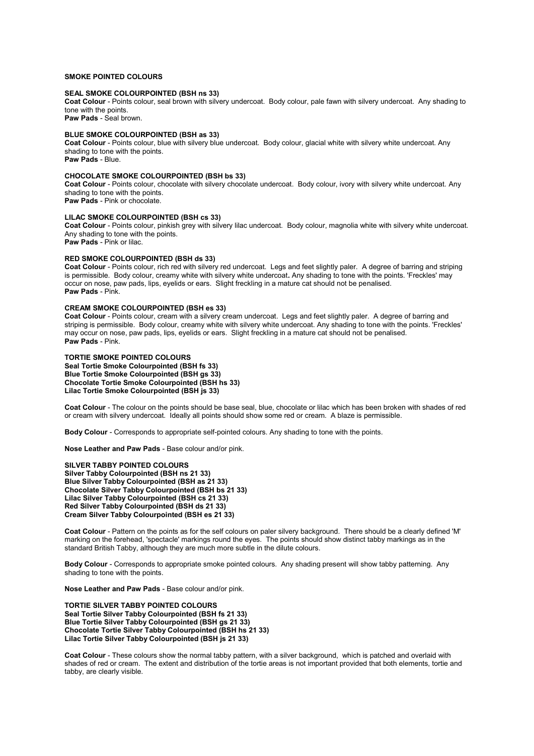## SMOKE POINTED COLOURS

### SEAL SMOKE COLOURPOINTED (BSH ns 33)

**Coat Colour** - Points colour, seal brown with silvery undercoat. Body colour, pale fawn with silvery undercoat. Any shading to tone with the points.
**Paw Pads** - Seal brown.

### BLUE SMOKE COLOURPOINTED (BSH as 33)

**Coat Colour** - Points colour, blue with silvery blue undercoat. Body colour, glacial white with silvery white undercoat. Any shading to tone with the points.
**Paw Pads** - Blue.

### CHOCOLATE SMOKE COLOURPOINTED (BSH bs 33)

**Coat Colour** - Points colour, chocolate with silvery chocolate undercoat. Body colour, ivory with silvery white undercoat. Any shading to tone with the points.
**Paw Pads** - Pink or chocolate.

### LILAC SMOKE COLOURPOINTED (BSH cs 33)

**Coat Colour** - Points colour, pinkish grey with silvery lilac undercoat. Body colour, magnolia white with silvery white undercoat. Any shading to tone with the points.
**Paw Pads** - Pink or lilac.

### RED SMOKE COLOURPOINTED (BSH ds 33)

**Coat Colour** - Points colour, rich red with silvery red undercoat. Legs and feet slightly paler. A degree of barring and striping is permissible. Body colour, creamy white with silvery white undercoat**.** Any shading to tone with the points. 'Freckles' may occur on nose, paw pads, lips, eyelids or ears. Slight freckling in a mature cat should not be penalised.
**Paw Pads** - Pink.

### CREAM SMOKE COLOURPOINTED (BSH es 33)

**Coat Colour** - Points colour, cream with a silvery cream undercoat. Legs and feet slightly paler. A degree of barring and striping is permissible. Body colour, creamy white with silvery white undercoat. Any shading to tone with the points. 'Freckles' may occur on nose, paw pads, lips, eyelids or ears. Slight freckling in a mature cat should not be penalised.
**Paw Pads** - Pink.

## TORTIE SMOKE POINTED COLOURS

**Seal Tortie Smoke Colourpointed (BSH fs 33)**
**Blue Tortie Smoke Colourpointed (BSH gs 33)**
**Chocolate Tortie Smoke Colourpointed (BSH hs 33)**
**Lilac Tortie Smoke Colourpointed (BSH js 33)**

**Coat Colour** - The colour on the points should be base seal, blue, chocolate or lilac which has been broken with shades of red or cream with silvery undercoat. Ideally all points should show some red or cream. A blaze is permissible.

**Body Colour** - Corresponds to appropriate self-pointed colours. Any shading to tone with the points.

**Nose Leather and Paw Pads** - Base colour and/or pink.

## SILVER TABBY POINTED COLOURS

**Silver Tabby Colourpointed (BSH ns 21 33)**
**Blue Silver Tabby Colourpointed (BSH as 21 33)**
**Chocolate Silver Tabby Colourpointed (BSH bs 21 33)**
**Lilac Silver Tabby Colourpointed (BSH cs 21 33)**
**Red Silver Tabby Colourpointed (BSH ds 21 33)**
**Cream Silver Tabby Colourpointed (BSH es 21 33)**

**Coat Colour** - Pattern on the points as for the self colours on paler silvery background. There should be a clearly defined 'M' marking on the forehead, 'spectacle' markings round the eyes. The points should show distinct tabby markings as in the standard British Tabby, although they are much more subtle in the dilute colours.

**Body Colour** - Corresponds to appropriate smoke pointed colours. Any shading present will show tabby patterning. Any shading to tone with the points.

**Nose Leather and Paw Pads** - Base colour and/or pink.

## TORTIE SILVER TABBY POINTED COLOURS

**Seal Tortie Silver Tabby Colourpointed (BSH fs 21 33)**
**Blue Tortie Silver Tabby Colourpointed (BSH gs 21 33)**
**Chocolate Tortie Silver Tabby Colourpointed (BSH hs 21 33)**
**Lilac Tortie Silver Tabby Colourpointed (BSH js 21 33)**

**Coat Colour** - These colours show the normal tabby pattern, with a silver background, which is patched and overlaid with shades of red or cream. The extent and distribution of the tortie areas is not important provided that both elements, tortie and tabby, are clearly visible.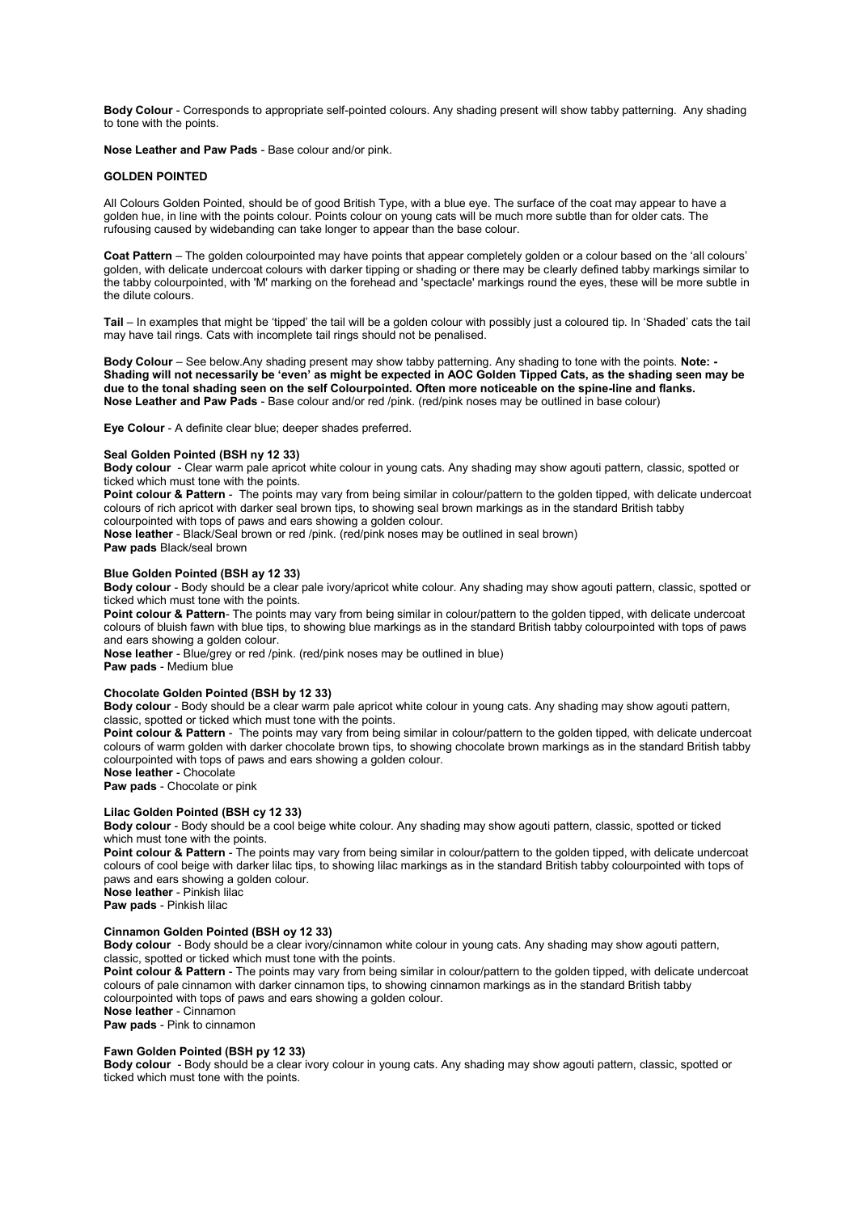**Body Colour** - Corresponds to appropriate self-pointed colours. Any shading present will show tabby patterning. Any shading to tone with the points.

**Nose Leather and Paw Pads** - Base colour and/or pink.

## GOLDEN POINTED

All Colours Golden Pointed, should be of good British Type, with a blue eye. The surface of the coat may appear to have a golden hue, in line with the points colour. Points colour on young cats will be much more subtle than for older cats. The rufousing caused by widebanding can take longer to appear than the base colour.

**Coat Pattern** – The golden colourpointed may have points that appear completely golden or a colour based on the 'all colours' golden, with delicate undercoat colours with darker tipping or shading or there may be clearly defined tabby markings similar to the tabby colourpointed, with 'M' marking on the forehead and 'spectacle' markings round the eyes, these will be more subtle in the dilute colours.

**Tail** – In examples that might be 'tipped' the tail will be a golden colour with possibly just a coloured tip. In 'Shaded' cats the tail may have tail rings. Cats with incomplete tail rings should not be penalised.

**Body Colour** – See below.Any shading present may show tabby patterning. Any shading to tone with the points. **Note: - Shading will not necessarily be 'even' as might be expected in AOC Golden Tipped Cats, as the shading seen may be due to the tonal shading seen on the self Colourpointed. Often more noticeable on the spine-line and flanks.**
**Nose Leather and Paw Pads** - Base colour and/or red /pink. (red/pink noses may be outlined in base colour)

**Eye Colour** - A definite clear blue; deeper shades preferred.

### Seal Golden Pointed (BSH ny 12 33)

**Body colour** - Clear warm pale apricot white colour in young cats. Any shading may show agouti pattern, classic, spotted or ticked which must tone with the points.
**Point colour & Pattern** - The points may vary from being similar in colour/pattern to the golden tipped, with delicate undercoat colours of rich apricot with darker seal brown tips, to showing seal brown markings as in the standard British tabby colourpointed with tops of paws and ears showing a golden colour.
**Nose leather** - Black/Seal brown or red /pink. (red/pink noses may be outlined in seal brown)
**Paw pads** Black/seal brown

### Blue Golden Pointed (BSH ay 12 33)

**Body colour** - Body should be a clear pale ivory/apricot white colour. Any shading may show agouti pattern, classic, spotted or ticked which must tone with the points.
**Point colour & Pattern**- The points may vary from being similar in colour/pattern to the golden tipped, with delicate undercoat colours of bluish fawn with blue tips, to showing blue markings as in the standard British tabby colourpointed with tops of paws and ears showing a golden colour.
**Nose leather** - Blue/grey or red /pink. (red/pink noses may be outlined in blue)
**Paw pads** - Medium blue

### Chocolate Golden Pointed (BSH by 12 33)

**Body colour** - Body should be a clear warm pale apricot white colour in young cats. Any shading may show agouti pattern, classic, spotted or ticked which must tone with the points.
**Point colour & Pattern** - The points may vary from being similar in colour/pattern to the golden tipped, with delicate undercoat colours of warm golden with darker chocolate brown tips, to showing chocolate brown markings as in the standard British tabby colourpointed with tops of paws and ears showing a golden colour.
**Nose leather** - Chocolate
**Paw pads** - Chocolate or pink

### Lilac Golden Pointed (BSH cy 12 33)

**Body colour** - Body should be a cool beige white colour. Any shading may show agouti pattern, classic, spotted or ticked which must tone with the points.
**Point colour & Pattern** - The points may vary from being similar in colour/pattern to the golden tipped, with delicate undercoat colours of cool beige with darker lilac tips, to showing lilac markings as in the standard British tabby colourpointed with tops of paws and ears showing a golden colour.
**Nose leather** - Pinkish lilac
**Paw pads** - Pinkish lilac

### Cinnamon Golden Pointed (BSH oy 12 33)

**Body colour** - Body should be a clear ivory/cinnamon white colour in young cats. Any shading may show agouti pattern, classic, spotted or ticked which must tone with the points.
**Point colour & Pattern** - The points may vary from being similar in colour/pattern to the golden tipped, with delicate undercoat colours of pale cinnamon with darker cinnamon tips, to showing cinnamon markings as in the standard British tabby colourpointed with tops of paws and ears showing a golden colour.
**Nose leather** - Cinnamon
**Paw pads** - Pink to cinnamon

### Fawn Golden Pointed (BSH py 12 33)

**Body colour** - Body should be a clear ivory colour in young cats. Any shading may show agouti pattern, classic, spotted or ticked which must tone with the points.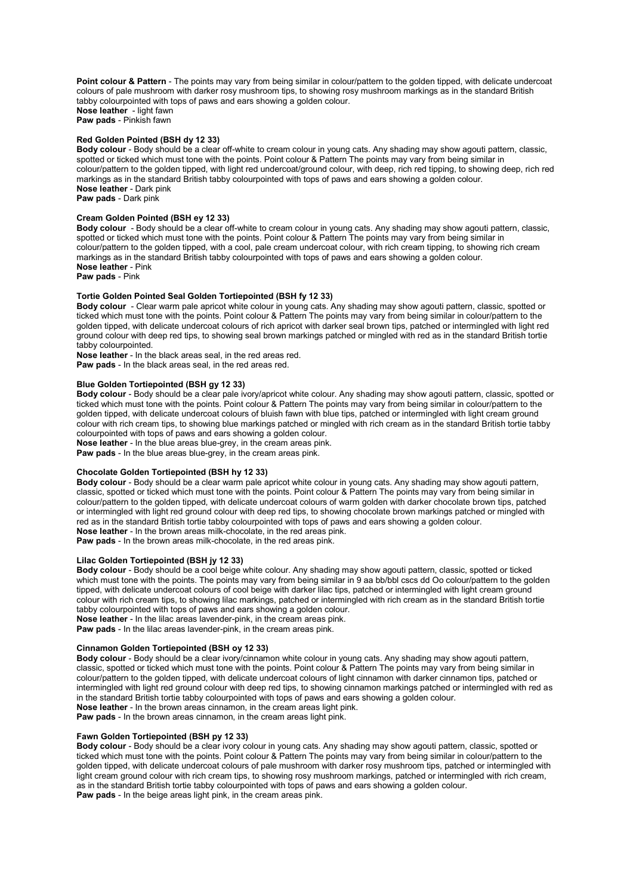**Point colour & Pattern** - The points may vary from being similar in colour/pattern to the golden tipped, with delicate undercoat colours of pale mushroom with darker rosy mushroom tips, to showing rosy mushroom markings as in the standard British tabby colourpointed with tops of paws and ears showing a golden colour.
**Nose leather** - light fawn
**Paw pads** - Pinkish fawn

**Red Golden Pointed (BSH dy 12 33)**
**Body colour** - Body should be a clear off-white to cream colour in young cats. Any shading may show agouti pattern, classic, spotted or ticked which must tone with the points. Point colour & Pattern The points may vary from being similar in colour/pattern to the golden tipped, with light red undercoat/ground colour, with deep, rich red tipping, to showing deep, rich red markings as in the standard British tabby colourpointed with tops of paws and ears showing a golden colour.
**Nose leather** - Dark pink
**Paw pads** - Dark pink

**Cream Golden Pointed (BSH ey 12 33)**
**Body colour** - Body should be a clear off-white to cream colour in young cats. Any shading may show agouti pattern, classic, spotted or ticked which must tone with the points. Point colour & Pattern The points may vary from being similar in colour/pattern to the golden tipped, with a cool, pale cream undercoat colour, with rich cream tipping, to showing rich cream markings as in the standard British tabby colourpointed with tops of paws and ears showing a golden colour.
**Nose leather** - Pink
**Paw pads** - Pink

**Tortie Golden Pointed Seal Golden Tortiepointed (BSH fy 12 33)**
**Body colour** - Clear warm pale apricot white colour in young cats. Any shading may show agouti pattern, classic, spotted or ticked which must tone with the points. Point colour & Pattern The points may vary from being similar in colour/pattern to the golden tipped, with delicate undercoat colours of rich apricot with darker seal brown tips, patched or intermingled with light red ground colour with deep red tips, to showing seal brown markings patched or mingled with red as in the standard British tortie tabby colourpointed.
**Nose leather** - In the black areas seal, in the red areas red.
**Paw pads** - In the black areas seal, in the red areas red.

**Blue Golden Tortiepointed (BSH gy 12 33)**
**Body colour** - Body should be a clear pale ivory/apricot white colour. Any shading may show agouti pattern, classic, spotted or ticked which must tone with the points. Point colour & Pattern The points may vary from being similar in colour/pattern to the golden tipped, with delicate undercoat colours of bluish fawn with blue tips, patched or intermingled with light cream ground colour with rich cream tips, to showing blue markings patched or mingled with rich cream as in the standard British tortie tabby colourpointed with tops of paws and ears showing a golden colour.
**Nose leather** - In the blue areas blue-grey, in the cream areas pink.
**Paw pads** - In the blue areas blue-grey, in the cream areas pink.

**Chocolate Golden Tortiepointed (BSH hy 12 33)**
**Body colour** - Body should be a clear warm pale apricot white colour in young cats. Any shading may show agouti pattern, classic, spotted or ticked which must tone with the points. Point colour & Pattern The points may vary from being similar in colour/pattern to the golden tipped, with delicate undercoat colours of warm golden with darker chocolate brown tips, patched or intermingled with light red ground colour with deep red tips, to showing chocolate brown markings patched or mingled with red as in the standard British tortie tabby colourpointed with tops of paws and ears showing a golden colour.
**Nose leather** - In the brown areas milk-chocolate, in the red areas pink.
**Paw pads** - In the brown areas milk-chocolate, in the red areas pink.

**Lilac Golden Tortiepointed (BSH jy 12 33)**
**Body colour** - Body should be a cool beige white colour. Any shading may show agouti pattern, classic, spotted or ticked which must tone with the points. The points may vary from being similar in 9 aa bb/bbl cscs dd Oo colour/pattern to the golden tipped, with delicate undercoat colours of cool beige with darker lilac tips, patched or intermingled with light cream ground colour with rich cream tips, to showing lilac markings, patched or intermingled with rich cream as in the standard British tortie tabby colourpointed with tops of paws and ears showing a golden colour.
**Nose leather** - In the lilac areas lavender-pink, in the cream areas pink.
**Paw pads** - In the lilac areas lavender-pink, in the cream areas pink.

**Cinnamon Golden Tortiepointed (BSH oy 12 33)**
**Body colour** - Body should be a clear ivory/cinnamon white colour in young cats. Any shading may show agouti pattern, classic, spotted or ticked which must tone with the points. Point colour & Pattern The points may vary from being similar in colour/pattern to the golden tipped, with delicate undercoat colours of light cinnamon with darker cinnamon tips, patched or intermingled with light red ground colour with deep red tips, to showing cinnamon markings patched or intermingled with red as in the standard British tortie tabby colourpointed with tops of paws and ears showing a golden colour.
**Nose leather** - In the brown areas cinnamon, in the cream areas light pink.
**Paw pads** - In the brown areas cinnamon, in the cream areas light pink.

**Fawn Golden Tortiepointed (BSH py 12 33)**
**Body colour** - Body should be a clear ivory colour in young cats. Any shading may show agouti pattern, classic, spotted or ticked which must tone with the points. Point colour & Pattern The points may vary from being similar in colour/pattern to the golden tipped, with delicate undercoat colours of pale mushroom with darker rosy mushroom tips, patched or intermingled with light cream ground colour with rich cream tips, to showing rosy mushroom markings, patched or intermingled with rich cream, as in the standard British tortie tabby colourpointed with tops of paws and ears showing a golden colour.
**Paw pads** - In the beige areas light pink, in the cream areas pink.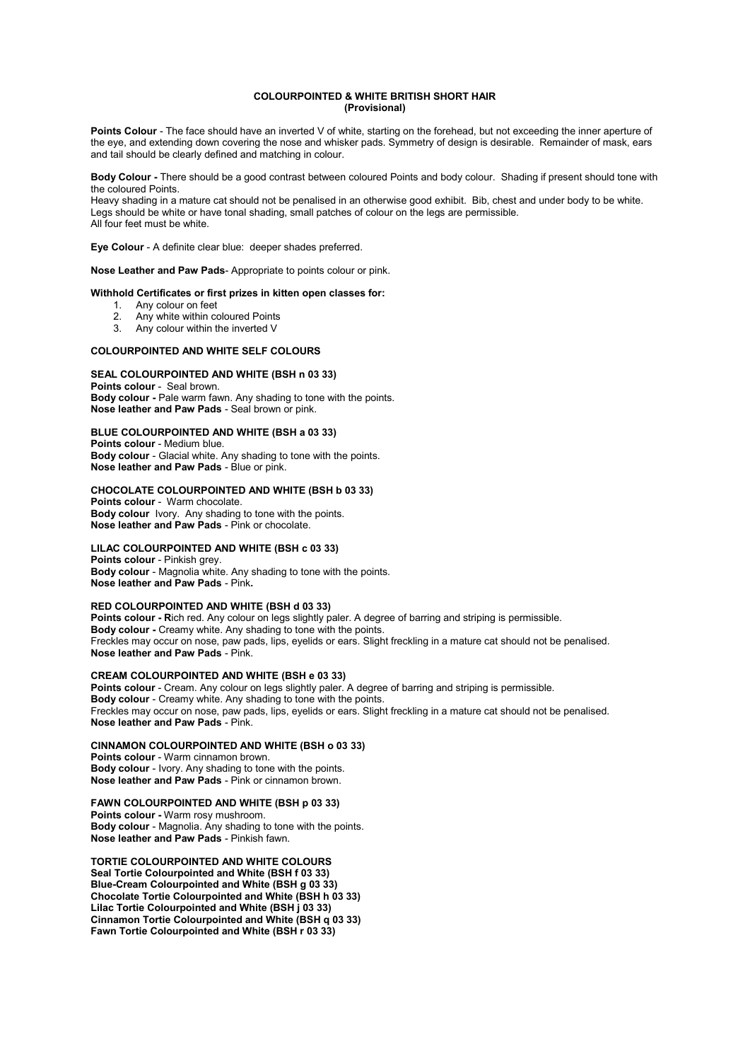## COLOURPOINTED & WHITE BRITISH SHORT HAIR
### (Provisional)

**Points Colour** - The face should have an inverted V of white, starting on the forehead, but not exceeding the inner aperture of the eye, and extending down covering the nose and whisker pads. Symmetry of design is desirable. Remainder of mask, ears and tail should be clearly defined and matching in colour.

**Body Colour -** There should be a good contrast between coloured Points and body colour. Shading if present should tone with the coloured Points.
Heavy shading in a mature cat should not be penalised in an otherwise good exhibit. Bib, chest and under body to be white. Legs should be white or have tonal shading, small patches of colour on the legs are permissible.
All four feet must be white.

**Eye Colour** - A definite clear blue: deeper shades preferred.

**Nose Leather and Paw Pads**- Appropriate to points colour or pink.

**Withhold Certificates or first prizes in kitten open classes for:**

1. Any colour on feet
2. Any white within coloured Points
3. Any colour within the inverted V

### COLOURPOINTED AND WHITE SELF COLOURS

**SEAL COLOURPOINTED AND WHITE (BSH n 03 33)**
**Points colour** - Seal brown.
**Body colour -** Pale warm fawn. Any shading to tone with the points.
**Nose leather and Paw Pads** - Seal brown or pink.

**BLUE COLOURPOINTED AND WHITE (BSH a 03 33)**
**Points colour** - Medium blue.
**Body colour** - Glacial white. Any shading to tone with the points.
**Nose leather and Paw Pads** - Blue or pink.

**CHOCOLATE COLOURPOINTED AND WHITE (BSH b 03 33)**
**Points colour** - Warm chocolate.
**Body colour** Ivory. Any shading to tone with the points.
**Nose leather and Paw Pads** - Pink or chocolate.

**LILAC COLOURPOINTED AND WHITE (BSH c 03 33)**
**Points colour** - Pinkish grey.
**Body colour** - Magnolia white. Any shading to tone with the points.
**Nose leather and Paw Pads** - Pink**.**

**RED COLOURPOINTED AND WHITE (BSH d 03 33)**
**Points colour - R**ich red. Any colour on legs slightly paler. A degree of barring and striping is permissible.
**Body colour -** Creamy white. Any shading to tone with the points.
Freckles may occur on nose, paw pads, lips, eyelids or ears. Slight freckling in a mature cat should not be penalised.
**Nose leather and Paw Pads** - Pink.

**CREAM COLOURPOINTED AND WHITE (BSH e 03 33)**
**Points colour** - Cream. Any colour on legs slightly paler. A degree of barring and striping is permissible.
**Body colour** - Creamy white. Any shading to tone with the points.
Freckles may occur on nose, paw pads, lips, eyelids or ears. Slight freckling in a mature cat should not be penalised.
**Nose leather and Paw Pads** - Pink.

**CINNAMON COLOURPOINTED AND WHITE (BSH o 03 33)**
**Points colour** - Warm cinnamon brown.
**Body colour** - Ivory. Any shading to tone with the points.
**Nose leather and Paw Pads** - Pink or cinnamon brown.

**FAWN COLOURPOINTED AND WHITE (BSH p 03 33)**
**Points colour -** Warm rosy mushroom.
**Body colour** - Magnolia. Any shading to tone with the points.
**Nose leather and Paw Pads** - Pinkish fawn.

**TORTIE COLOURPOINTED AND WHITE COLOURS**
**Seal Tortie Colourpointed and White (BSH f 03 33)**
**Blue-Cream Colourpointed and White (BSH g 03 33)**
**Chocolate Tortie Colourpointed and White (BSH h 03 33)**
**Lilac Tortie Colourpointed and White (BSH j 03 33)**
**Cinnamon Tortie Colourpointed and White (BSH q 03 33)**
**Fawn Tortie Colourpointed and White (BSH r 03 33)**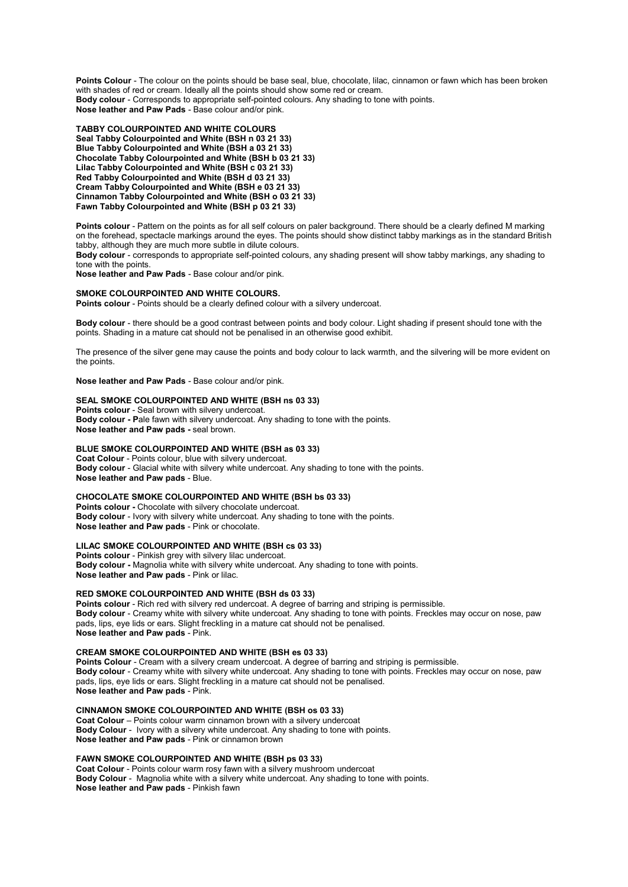**Points Colour** - The colour on the points should be base seal, blue, chocolate, lilac, cinnamon or fawn which has been broken with shades of red or cream. Ideally all the points should show some red or cream.
**Body colour** - Corresponds to appropriate self-pointed colours. Any shading to tone with points.
**Nose leather and Paw Pads** - Base colour and/or pink.

**TABBY COLOURPOINTED AND WHITE COLOURS**
**Seal Tabby Colourpointed and White (BSH n 03 21 33)**
**Blue Tabby Colourpointed and White (BSH a 03 21 33)**
**Chocolate Tabby Colourpointed and White (BSH b 03 21 33)**
**Lilac Tabby Colourpointed and White (BSH c 03 21 33)**
**Red Tabby Colourpointed and White (BSH d 03 21 33)**
**Cream Tabby Colourpointed and White (BSH e 03 21 33)**
**Cinnamon Tabby Colourpointed and White (BSH o 03 21 33)**
**Fawn Tabby Colourpointed and White (BSH p 03 21 33)**

**Points colour** - Pattern on the points as for all self colours on paler background. There should be a clearly defined M marking on the forehead, spectacle markings around the eyes. The points should show distinct tabby markings as in the standard British tabby, although they are much more subtle in dilute colours.
**Body colour** - corresponds to appropriate self-pointed colours, any shading present will show tabby markings, any shading to tone with the points.
**Nose leather and Paw Pads** - Base colour and/or pink.

**SMOKE COLOURPOINTED AND WHITE COLOURS.**
**Points colour** - Points should be a clearly defined colour with a silvery undercoat.

**Body colour** - there should be a good contrast between points and body colour. Light shading if present should tone with the points. Shading in a mature cat should not be penalised in an otherwise good exhibit.

The presence of the silver gene may cause the points and body colour to lack warmth, and the silvering will be more evident on the points.

**Nose leather and Paw Pads** - Base colour and/or pink.

**SEAL SMOKE COLOURPOINTED AND WHITE (BSH ns 03 33)**
**Points colour** - Seal brown with silvery undercoat.
**Body colour - P**ale fawn with silvery undercoat. Any shading to tone with the points.
**Nose leather and Paw pads -** seal brown.

**BLUE SMOKE COLOURPOINTED AND WHITE (BSH as 03 33)**
**Coat Colour** - Points colour, blue with silvery undercoat.
**Body colour** - Glacial white with silvery white undercoat. Any shading to tone with the points.
**Nose leather and Paw pads** - Blue.

**CHOCOLATE SMOKE COLOURPOINTED AND WHITE (BSH bs 03 33)**
**Points colour -** Chocolate with silvery chocolate undercoat.
**Body colour** - Ivory with silvery white undercoat. Any shading to tone with the points.
**Nose leather and Paw pads** - Pink or chocolate.

**LILAC SMOKE COLOURPOINTED AND WHITE (BSH cs 03 33)**
**Points colour** - Pinkish grey with silvery lilac undercoat.
**Body colour -** Magnolia white with silvery white undercoat. Any shading to tone with points.
**Nose leather and Paw pads** - Pink or lilac.

**RED SMOKE COLOURPOINTED AND WHITE (BSH ds 03 33)**
**Points colour** - Rich red with silvery red undercoat. A degree of barring and striping is permissible.
**Body colour** - Creamy white with silvery white undercoat. Any shading to tone with points. Freckles may occur on nose, paw pads, lips, eye lids or ears. Slight freckling in a mature cat should not be penalised.
**Nose leather and Paw pads** - Pink.

**CREAM SMOKE COLOURPOINTED AND WHITE (BSH es 03 33)**
**Points Colour** - Cream with a silvery cream undercoat. A degree of barring and striping is permissible.
**Body colour** - Creamy white with silvery white undercoat. Any shading to tone with points. Freckles may occur on nose, paw pads, lips, eye lids or ears. Slight freckling in a mature cat should not be penalised.
**Nose leather and Paw pads** - Pink.

**CINNAMON SMOKE COLOURPOINTED AND WHITE (BSH os 03 33)**
**Coat Colour** – Points colour warm cinnamon brown with a silvery undercoat
**Body Colour** - Ivory with a silvery white undercoat. Any shading to tone with points.
**Nose leather and Paw pads** - Pink or cinnamon brown

**FAWN SMOKE COLOURPOINTED AND WHITE (BSH ps 03 33)**
**Coat Colour** - Points colour warm rosy fawn with a silvery mushroom undercoat
**Body Colour** - Magnolia white with a silvery white undercoat. Any shading to tone with points.
**Nose leather and Paw pads** - Pinkish fawn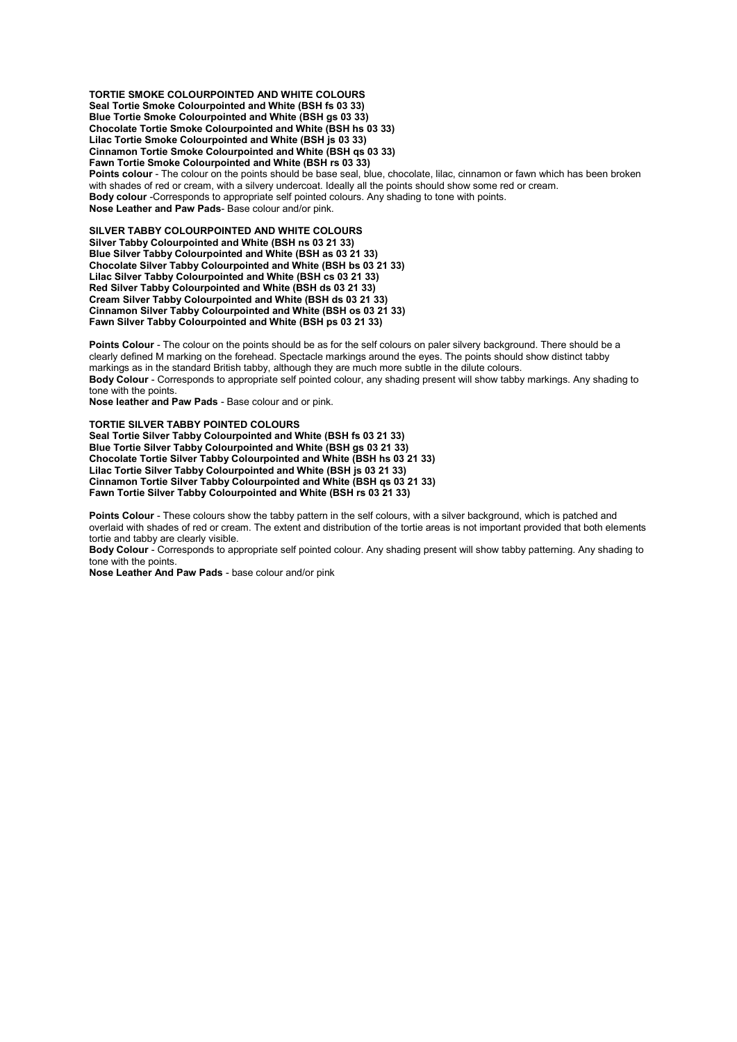**TORTIE SMOKE COLOURPOINTED AND WHITE COLOURS**
**Seal Tortie Smoke Colourpointed and White (BSH fs 03 33)**
**Blue Tortie Smoke Colourpointed and White (BSH gs 03 33)**
**Chocolate Tortie Smoke Colourpointed and White (BSH hs 03 33)**
**Lilac Tortie Smoke Colourpointed and White (BSH js 03 33)**
**Cinnamon Tortie Smoke Colourpointed and White (BSH qs 03 33)**
**Fawn Tortie Smoke Colourpointed and White (BSH rs 03 33)**

**Points colour** - The colour on the points should be base seal, blue, chocolate, lilac, cinnamon or fawn which has been broken with shades of red or cream, with a silvery undercoat. Ideally all the points should show some red or cream.
**Body colour** -Corresponds to appropriate self pointed colours. Any shading to tone with points.
**Nose Leather and Paw Pads**- Base colour and/or pink.

**SILVER TABBY COLOURPOINTED AND WHITE COLOURS**
**Silver Tabby Colourpointed and White (BSH ns 03 21 33)**
**Blue Silver Tabby Colourpointed and White (BSH as 03 21 33)**
**Chocolate Silver Tabby Colourpointed and White (BSH bs 03 21 33)**
**Lilac Silver Tabby Colourpointed and White (BSH cs 03 21 33)**
**Red Silver Tabby Colourpointed and White (BSH ds 03 21 33)**
**Cream Silver Tabby Colourpointed and White (BSH ds 03 21 33)**
**Cinnamon Silver Tabby Colourpointed and White (BSH os 03 21 33)**
**Fawn Silver Tabby Colourpointed and White (BSH ps 03 21 33)**

**Points Colour** - The colour on the points should be as for the self colours on paler silvery background. There should be a clearly defined M marking on the forehead. Spectacle markings around the eyes. The points should show distinct tabby markings as in the standard British tabby, although they are much more subtle in the dilute colours.
**Body Colour** - Corresponds to appropriate self pointed colour, any shading present will show tabby markings. Any shading to tone with the points.
**Nose leather and Paw Pads** - Base colour and or pink.

**TORTIE SILVER TABBY POINTED COLOURS**
**Seal Tortie Silver Tabby Colourpointed and White (BSH fs 03 21 33)**
**Blue Tortie Silver Tabby Colourpointed and White (BSH gs 03 21 33)**
**Chocolate Tortie Silver Tabby Colourpointed and White (BSH hs 03 21 33)**
**Lilac Tortie Silver Tabby Colourpointed and White (BSH js 03 21 33)**
**Cinnamon Tortie Silver Tabby Colourpointed and White (BSH qs 03 21 33)**
**Fawn Tortie Silver Tabby Colourpointed and White (BSH rs 03 21 33)**

**Points Colour** - These colours show the tabby pattern in the self colours, with a silver background, which is patched and overlaid with shades of red or cream. The extent and distribution of the tortie areas is not important provided that both elements tortie and tabby are clearly visible.
**Body Colour** - Corresponds to appropriate self pointed colour. Any shading present will show tabby patterning. Any shading to tone with the points.
**Nose Leather And Paw Pads** - base colour and/or pink